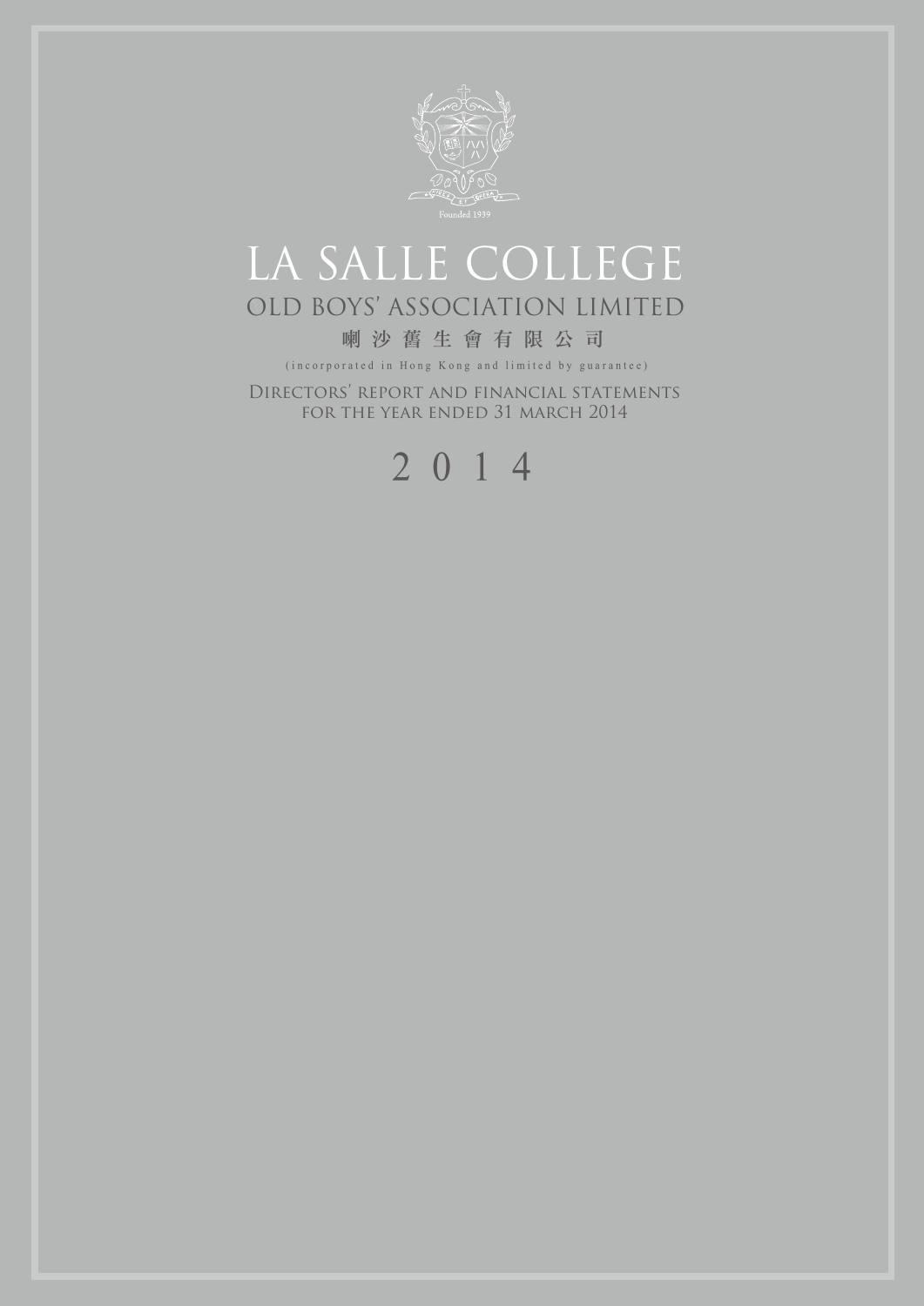Founded 1939

# LA SALLE COLLEGE

## OLD BOYS' ASSOCIATION LIMITED

## 喇沙舊生會有限公司

(incorporated in Hong Kong and limited by guarantee)

Directors' report and financial statements
for the year ended 31 March 2014

2014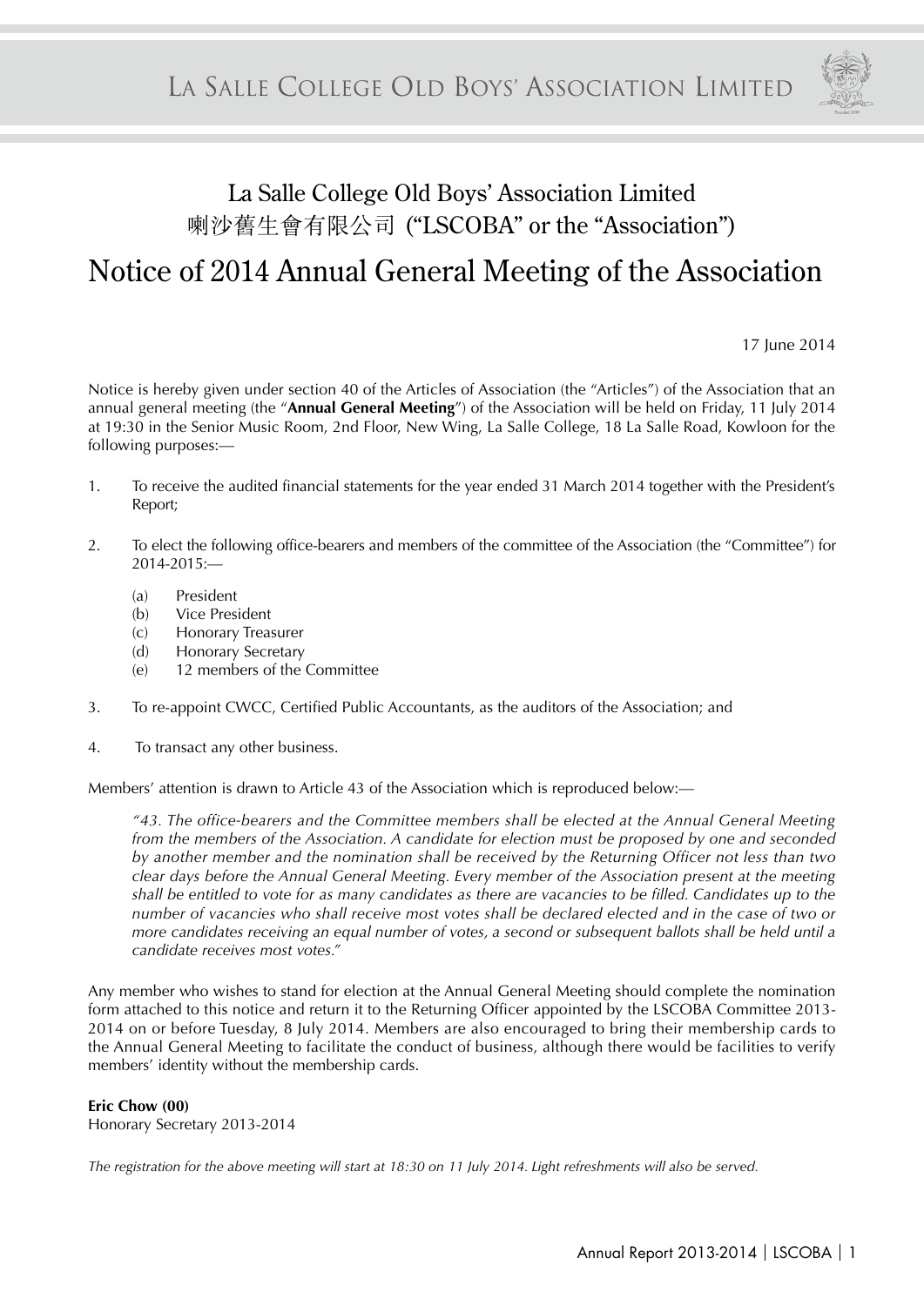# La Salle College Old Boys' Association Limited
# 喇沙舊生會有限公司 ("LSCOBA" or the "Association")

## Notice of 2014 Annual General Meeting of the Association

17 June 2014

Notice is hereby given under section 40 of the Articles of Association (the "Articles") of the Association that an annual general meeting (the "**Annual General Meeting**") of the Association will be held on Friday, 11 July 2014 at 19:30 in the Senior Music Room, 2nd Floor, New Wing, La Salle College, 18 La Salle Road, Kowloon for the following purposes:—

1. To receive the audited financial statements for the year ended 31 March 2014 together with the President's Report;

2. To elect the following office-bearers and members of the committee of the Association (the "Committee") for 2014-2015:—

   (a) President
   (b) Vice President
   (c) Honorary Treasurer
   (d) Honorary Secretary
   (e) 12 members of the Committee

3. To re-appoint CWCC, Certified Public Accountants, as the auditors of the Association; and

4. To transact any other business.

Members' attention is drawn to Article 43 of the Association which is reproduced below:—

> *"43. The office-bearers and the Committee members shall be elected at the Annual General Meeting from the members of the Association. A candidate for election must be proposed by one and seconded by another member and the nomination shall be received by the Returning Officer not less than two clear days before the Annual General Meeting. Every member of the Association present at the meeting shall be entitled to vote for as many candidates as there are vacancies to be filled. Candidates up to the number of vacancies who shall receive most votes shall be declared elected and in the case of two or more candidates receiving an equal number of votes, a second or subsequent ballots shall be held until a candidate receives most votes."*

Any member who wishes to stand for election at the Annual General Meeting should complete the nomination form attached to this notice and return it to the Returning Officer appointed by the LSCOBA Committee 2013-2014 on or before Tuesday, 8 July 2014. Members are also encouraged to bring their membership cards to the Annual General Meeting to facilitate the conduct of business, although there would be facilities to verify members' identity without the membership cards.

**Eric Chow (00)**
Honorary Secretary 2013-2014

*The registration for the above meeting will start at 18:30 on 11 July 2014. Light refreshments will also be served.*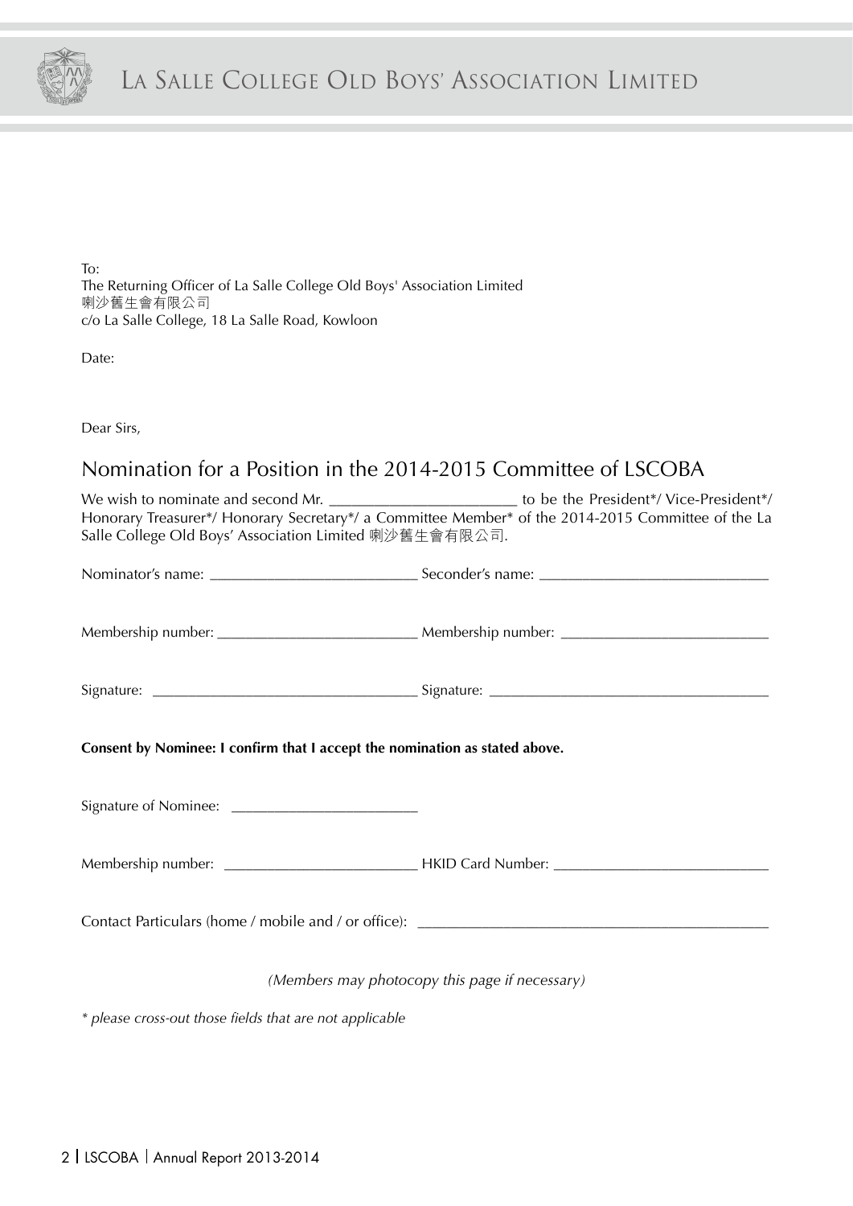To:
The Returning Officer of La Salle College Old Boys' Association Limited
喇沙舊生會有限公司
c/o La Salle College, 18 La Salle Road, Kowloon

Date:

Dear Sirs,

## Nomination for a Position in the 2014-2015 Committee of LSCOBA

We wish to nominate and second Mr. ________________________ to be the President*/ Vice-President*/ Honorary Treasurer*/ Honorary Secretary*/ a Committee Member* of the 2014-2015 Committee of the La Salle College Old Boys' Association Limited 喇沙舊生會有限公司.

Nominator's name: ___________________________ Seconder's name: ______________________________

Membership number: __________________________ Membership number: ___________________________

Signature: ___________________________________ Signature: _____________________________________

**Consent by Nominee: I confirm that I accept the nomination as stated above.**

Signature of Nominee: _________________________

Membership number: __________________________ HKID Card Number: ____________________________

Contact Particulars (home / mobile and / or office): ______________________________________________

*(Members may photocopy this page if necessary)*

*\* please cross-out those fields that are not applicable*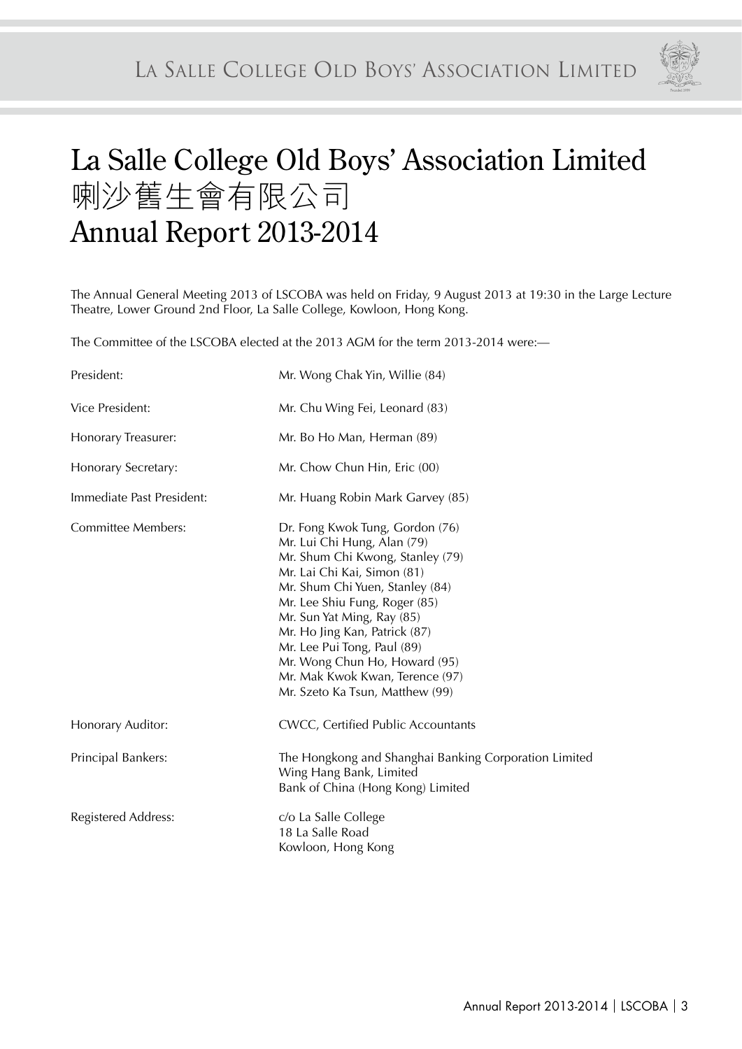# La Salle College Old Boys' Association Limited
# 喇沙舊生會有限公司
# Annual Report 2013-2014

The Annual General Meeting 2013 of LSCOBA was held on Friday, 9 August 2013 at 19:30 in the Large Lecture Theatre, Lower Ground 2nd Floor, La Salle College, Kowloon, Hong Kong.

The Committee of the LSCOBA elected at the 2013 AGM for the term 2013-2014 were:—

| | |
|---|---|
| President: | Mr. Wong Chak Yin, Willie (84) |
| Vice President: | Mr. Chu Wing Fei, Leonard (83) |
| Honorary Treasurer: | Mr. Bo Ho Man, Herman (89) |
| Honorary Secretary: | Mr. Chow Chun Hin, Eric (00) |
| Immediate Past President: | Mr. Huang Robin Mark Garvey (85) |
| Committee Members: | Dr. Fong Kwok Tung, Gordon (76)<br>Mr. Lui Chi Hung, Alan (79)<br>Mr. Shum Chi Kwong, Stanley (79)<br>Mr. Lai Chi Kai, Simon (81)<br>Mr. Shum Chi Yuen, Stanley (84)<br>Mr. Lee Shiu Fung, Roger (85)<br>Mr. Sun Yat Ming, Ray (85)<br>Mr. Ho Jing Kan, Patrick (87)<br>Mr. Lee Pui Tong, Paul (89)<br>Mr. Wong Chun Ho, Howard (95)<br>Mr. Mak Kwok Kwan, Terence (97)<br>Mr. Szeto Ka Tsun, Matthew (99) |
| Honorary Auditor: | CWCC, Certified Public Accountants |
| Principal Bankers: | The Hongkong and Shanghai Banking Corporation Limited<br>Wing Hang Bank, Limited<br>Bank of China (Hong Kong) Limited |
| Registered Address: | c/o La Salle College<br>18 La Salle Road<br>Kowloon, Hong Kong |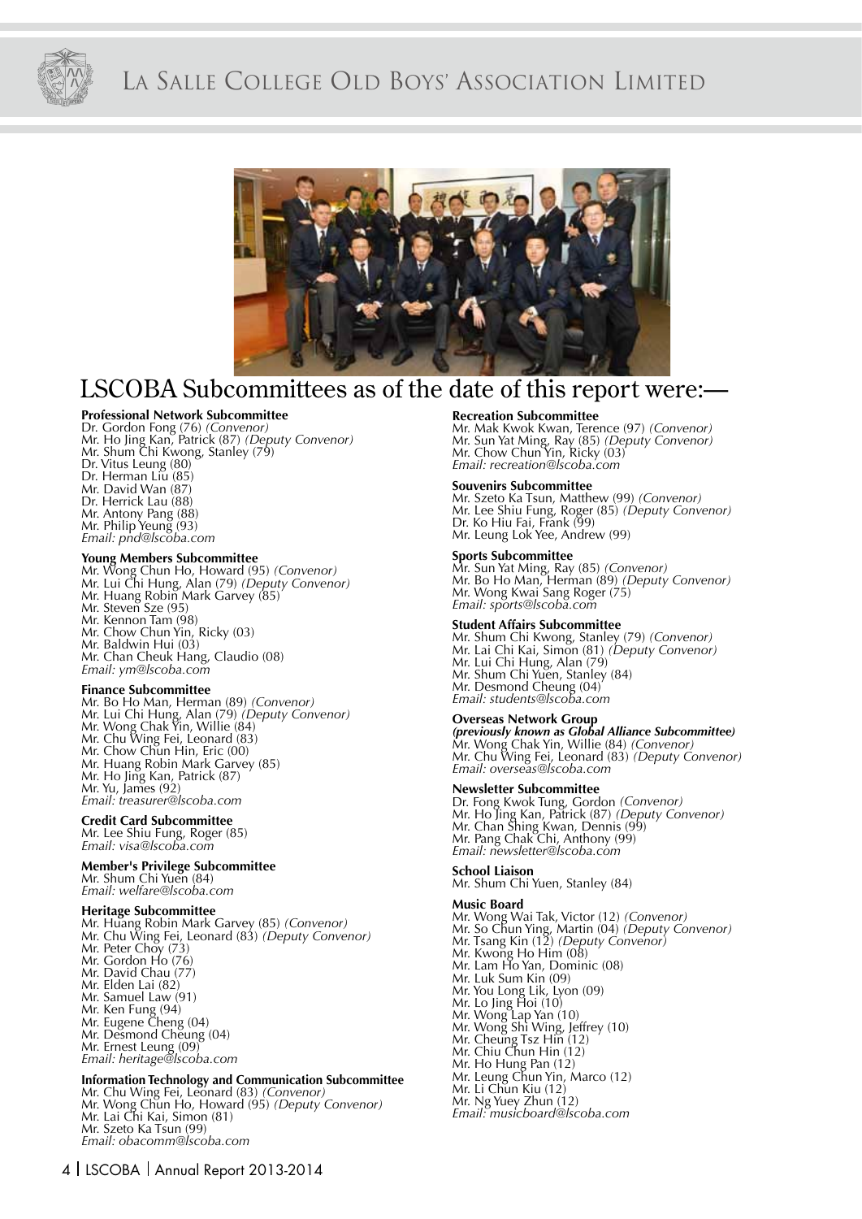# LSCOBA Subcommittees as of the date of this report were:—

**Professional Network Subcommittee**
Dr. Gordon Fong (76) *(Convenor)*
Mr. Ho Jing Kan, Patrick (87) *(Deputy Convenor)*
Mr. Shum Chi Kwong, Stanley (79)
Dr. Vitus Leung (80)
Dr. Herman Liu (85)
Mr. David Wan (87)
Dr. Herrick Lau (88)
Mr. Antony Pang (88)
Mr. Philip Yeung (93)
*Email: pnd@lscoba.com*

**Young Members Subcommittee**
Mr. Wong Chun Ho, Howard (95) *(Convenor)*
Mr. Lui Chi Hung, Alan (79) *(Deputy Convenor)*
Mr. Huang Robin Mark Garvey (85)
Mr. Steven Sze (95)
Mr. Kennon Tam (98)
Mr. Chow Chun Yin, Ricky (03)
Mr. Baldwin Hui (03)
Mr. Chan Cheuk Hang, Claudio (08)
*Email: ym@lscoba.com*

**Finance Subcommittee**
Mr. Bo Ho Man, Herman (89) *(Convenor)*
Mr. Lui Chi Hung, Alan (79) *(Deputy Convenor)*
Mr. Wong Chak Yin, Willie (84)
Mr. Chu Wing Fei, Leonard (83)
Mr. Chow Chun Hin, Eric (00)
Mr. Huang Robin Mark Garvey (85)
Mr. Ho Jing Kan, Patrick (87)
Mr. Yu, James (92)
*Email: treasurer@lscoba.com*

**Credit Card Subcommittee**
Mr. Lee Shiu Fung, Roger (85)
*Email: visa@lscoba.com*

**Member's Privilege Subcommittee**
Mr. Shum Chi Yuen (84)
*Email: welfare@lscoba.com*

**Heritage Subcommittee**
Mr. Huang Robin Mark Garvey (85) *(Convenor)*
Mr. Chu Wing Fei, Leonard (83) *(Deputy Convenor)*
Mr. Peter Choy (73)
Mr. Gordon Ho (76)
Mr. David Chau (77)
Mr. Elden Lai (82)
Mr. Samuel Law (91)
Mr. Ken Fung (94)
Mr. Eugene Cheng (04)
Mr. Desmond Cheung (04)
Mr. Ernest Leung (09)
*Email: heritage@lscoba.com*

**Information Technology and Communication Subcommittee**
Mr. Chu Wing Fei, Leonard (83) *(Convenor)*
Mr. Wong Chun Ho, Howard (95) *(Deputy Convenor)*
Mr. Lai Chi Kai, Simon (81)
Mr. Szeto Ka Tsun (99)
*Email: obacomm@lscoba.com*

**Recreation Subcommittee**
Mr. Mak Kwok Kwan, Terence (97) *(Convenor)*
Mr. Sun Yat Ming, Ray (85) *(Deputy Convenor)*
Mr. Chow Chun Yin, Ricky (03)
*Email: recreation@lscoba.com*

**Souvenirs Subcommittee**
Mr. Szeto Ka Tsun, Matthew (99) *(Convenor)*
Mr. Lee Shiu Fung, Roger (85) *(Deputy Convenor)*
Dr. Ko Hiu Fai, Frank (99)
Mr. Leung Lok Yee, Andrew (99)

**Sports Subcommittee**
Mr. Sun Yat Ming, Ray (85) *(Convenor)*
Mr. Bo Ho Man, Herman (89) *(Deputy Convenor)*
Mr. Wong Kwai Sang Roger (75)
*Email: sports@lscoba.com*

**Student Affairs Subcommittee**
Mr. Shum Chi Kwong, Stanley (79) *(Convenor)*
Mr. Lai Chi Kai, Simon (81) *(Deputy Convenor)*
Mr. Lui Chi Hung, Alan (79)
Mr. Shum Chi Yuen, Stanley (84)
Mr. Desmond Cheung (04)
*Email: students@lscoba.com*

**Overseas Network Group**
***(previously known as Global Alliance Subcommittee)***
Mr. Wong Chak Yin, Willie (84) *(Convenor)*
Mr. Chu Wing Fei, Leonard (83) *(Deputy Convenor)*
*Email: overseas@lscoba.com*

**Newsletter Subcommittee**
Dr. Fong Kwok Tung, Gordon *(Convenor)*
Mr. Ho Jing Kan, Patrick (87) *(Deputy Convenor)*
Mr. Chan Shing Kwan, Dennis (99)
Mr. Pang Chak Chi, Anthony (99)
*Email: newsletter@lscoba.com*

**School Liaison**
Mr. Shum Chi Yuen, Stanley (84)

**Music Board**
Mr. Wong Wai Tak, Victor (12) *(Convenor)*
Mr. So Chun Ying, Martin (04) *(Deputy Convenor)*
Mr. Tsang Kin (12) *(Deputy Convenor)*
Mr. Kwong Ho Him (08)
Mr. Lam Ho Yan, Dominic (08)
Mr. Luk Sum Kin (09)
Mr. You Long Lik, Lyon (09)
Mr. Lo Jing Hoi (10)
Mr. Wong Lap Yan (10)
Mr. Wong Shi Wing, Jeffrey (10)
Mr. Cheung Tsz Hin (12)
Mr. Chiu Chun Hin (12)
Mr. Ho Hung Pan (12)
Mr. Leung Chun Yin, Marco (12)
Mr. Li Chun Kiu (12)
Mr. Ng Yuey Zhun (12)
*Email: musicboard@lscoba.com*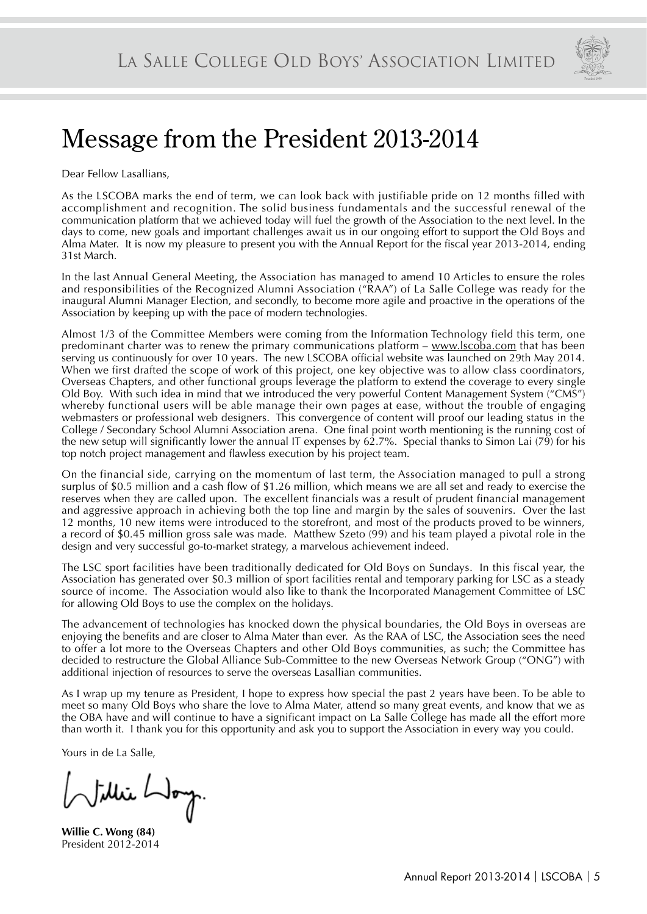# Message from the President 2013-2014

Dear Fellow Lasallians,

As the LSCOBA marks the end of term, we can look back with justifiable pride on 12 months filled with accomplishment and recognition. The solid business fundamentals and the successful renewal of the communication platform that we achieved today will fuel the growth of the Association to the next level. In the days to come, new goals and important challenges await us in our ongoing effort to support the Old Boys and Alma Mater. It is now my pleasure to present you with the Annual Report for the fiscal year 2013-2014, ending 31st March.

In the last Annual General Meeting, the Association has managed to amend 10 Articles to ensure the roles and responsibilities of the Recognized Alumni Association ("RAA") of La Salle College was ready for the inaugural Alumni Manager Election, and secondly, to become more agile and proactive in the operations of the Association by keeping up with the pace of modern technologies.

Almost 1/3 of the Committee Members were coming from the Information Technology field this term, one predominant charter was to renew the primary communications platform – www.lscoba.com that has been serving us continuously for over 10 years. The new LSCOBA official website was launched on 29th May 2014. When we first drafted the scope of work of this project, one key objective was to allow class coordinators, Overseas Chapters, and other functional groups leverage the platform to extend the coverage to every single Old Boy. With such idea in mind that we introduced the very powerful Content Management System ("CMS") whereby functional users will be able manage their own pages at ease, without the trouble of engaging webmasters or professional web designers. This convergence of content will proof our leading status in the College / Secondary School Alumni Association arena. One final point worth mentioning is the running cost of the new setup will significantly lower the annual IT expenses by 62.7%. Special thanks to Simon Lai (79) for his top notch project management and flawless execution by his project team.

On the financial side, carrying on the momentum of last term, the Association managed to pull a strong surplus of $0.5 million and a cash flow of $1.26 million, which means we are all set and ready to exercise the reserves when they are called upon. The excellent financials was a result of prudent financial management and aggressive approach in achieving both the top line and margin by the sales of souvenirs. Over the last 12 months, 10 new items were introduced to the storefront, and most of the products proved to be winners, a record of $0.45 million gross sale was made. Matthew Szeto (99) and his team played a pivotal role in the design and very successful go-to-market strategy, a marvelous achievement indeed.

The LSC sport facilities have been traditionally dedicated for Old Boys on Sundays. In this fiscal year, the Association has generated over $0.3 million of sport facilities rental and temporary parking for LSC as a steady source of income. The Association would also like to thank the Incorporated Management Committee of LSC for allowing Old Boys to use the complex on the holidays.

The advancement of technologies has knocked down the physical boundaries, the Old Boys in overseas are enjoying the benefits and are closer to Alma Mater than ever. As the RAA of LSC, the Association sees the need to offer a lot more to the Overseas Chapters and other Old Boys communities, as such; the Committee has decided to restructure the Global Alliance Sub-Committee to the new Overseas Network Group ("ONG") with additional injection of resources to serve the overseas Lasallian communities.

As I wrap up my tenure as President, I hope to express how special the past 2 years have been. To be able to meet so many Old Boys who share the love to Alma Mater, attend so many great events, and know that we as the OBA have and will continue to have a significant impact on La Salle College has made all the effort more than worth it. I thank you for this opportunity and ask you to support the Association in every way you could.

Yours in de La Salle,

**Willie C. Wong (84)**
President 2012-2014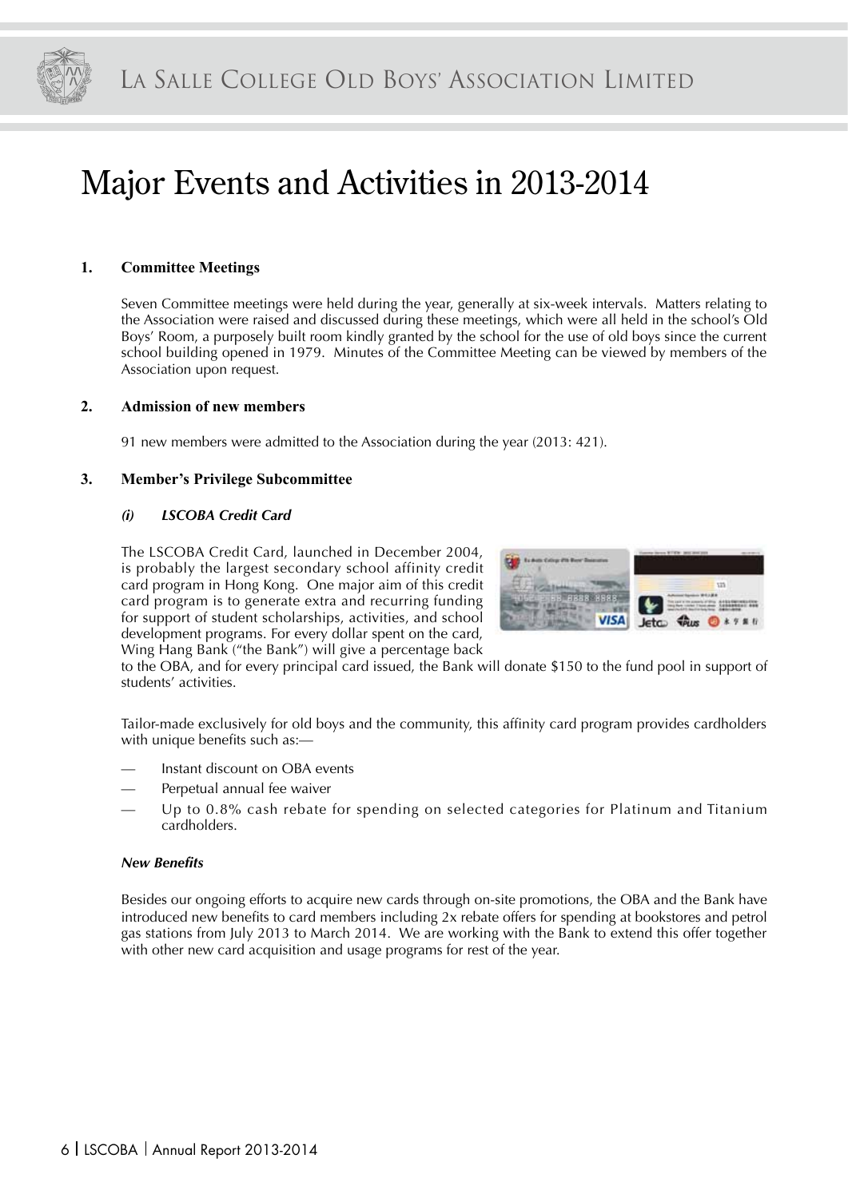# Major Events and Activities in 2013-2014

## 1. Committee Meetings

Seven Committee meetings were held during the year, generally at six-week intervals. Matters relating to the Association were raised and discussed during these meetings, which were all held in the school's Old Boys' Room, a purposely built room kindly granted by the school for the use of old boys since the current school building opened in 1979. Minutes of the Committee Meeting can be viewed by members of the Association upon request.

## 2. Admission of new members

91 new members were admitted to the Association during the year (2013: 421).

## 3. Member's Privilege Subcommittee

### *(i) LSCOBA Credit Card*

The LSCOBA Credit Card, launched in December 2004, is probably the largest secondary school affinity credit card program in Hong Kong. One major aim of this credit card program is to generate extra and recurring funding for support of student scholarships, activities, and school development programs. For every dollar spent on the card, Wing Hang Bank ("the Bank") will give a percentage back to the OBA, and for every principal card issued, the Bank will donate $150 to the fund pool in support of students' activities.

Tailor-made exclusively for old boys and the community, this affinity card program provides cardholders with unique benefits such as:—

- Instant discount on OBA events
- Perpetual annual fee waiver
- Up to 0.8% cash rebate for spending on selected categories for Platinum and Titanium cardholders.

***New Benefits***

Besides our ongoing efforts to acquire new cards through on-site promotions, the OBA and the Bank have introduced new benefits to card members including 2x rebate offers for spending at bookstores and petrol gas stations from July 2013 to March 2014. We are working with the Bank to extend this offer together with other new card acquisition and usage programs for rest of the year.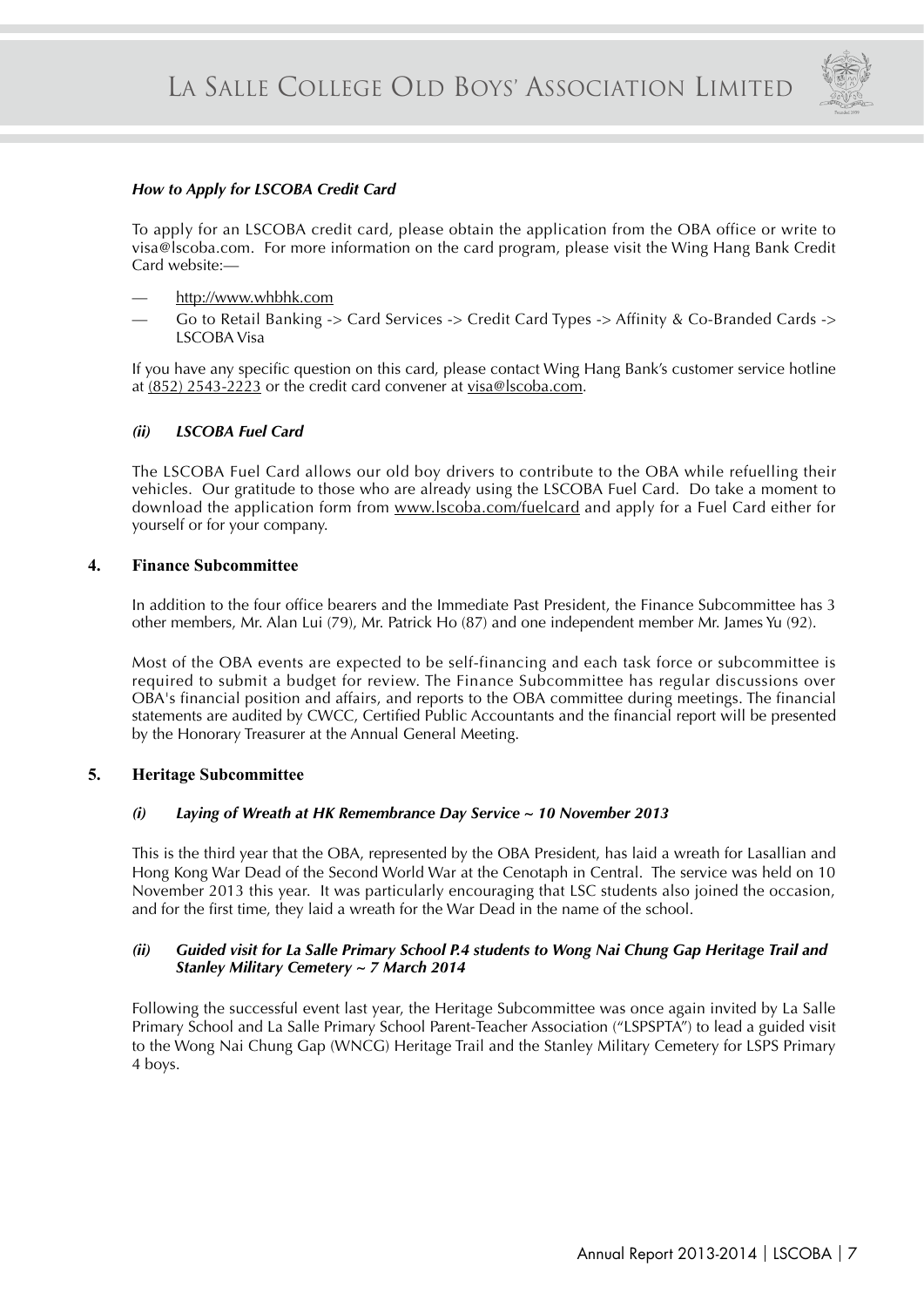### *How to Apply for LSCOBA Credit Card*

To apply for an LSCOBA credit card, please obtain the application from the OBA office or write to visa@lscoba.com. For more information on the card program, please visit the Wing Hang Bank Credit Card website:—

— http://www.whbhk.com

— Go to Retail Banking -> Card Services -> Credit Card Types -> Affinity & Co-Branded Cards -> LSCOBA Visa

If you have any specific question on this card, please contact Wing Hang Bank's customer service hotline at (852) 2543-2223 or the credit card convener at visa@lscoba.com.

### *(ii) LSCOBA Fuel Card*

The LSCOBA Fuel Card allows our old boy drivers to contribute to the OBA while refuelling their vehicles. Our gratitude to those who are already using the LSCOBA Fuel Card. Do take a moment to download the application form from www.lscoba.com/fuelcard and apply for a Fuel Card either for yourself or for your company.

## 4. Finance Subcommittee

In addition to the four office bearers and the Immediate Past President, the Finance Subcommittee has 3 other members, Mr. Alan Lui (79), Mr. Patrick Ho (87) and one independent member Mr. James Yu (92).

Most of the OBA events are expected to be self-financing and each task force or subcommittee is required to submit a budget for review. The Finance Subcommittee has regular discussions over OBA's financial position and affairs, and reports to the OBA committee during meetings. The financial statements are audited by CWCC, Certified Public Accountants and the financial report will be presented by the Honorary Treasurer at the Annual General Meeting.

## 5. Heritage Subcommittee

### *(i) Laying of Wreath at HK Remembrance Day Service ~ 10 November 2013*

This is the third year that the OBA, represented by the OBA President, has laid a wreath for Lasallian and Hong Kong War Dead of the Second World War at the Cenotaph in Central. The service was held on 10 November 2013 this year. It was particularly encouraging that LSC students also joined the occasion, and for the first time, they laid a wreath for the War Dead in the name of the school.

### *(ii) Guided visit for La Salle Primary School P.4 students to Wong Nai Chung Gap Heritage Trail and Stanley Military Cemetery ~ 7 March 2014*

Following the successful event last year, the Heritage Subcommittee was once again invited by La Salle Primary School and La Salle Primary School Parent-Teacher Association ("LSPSPTA") to lead a guided visit to the Wong Nai Chung Gap (WNCG) Heritage Trail and the Stanley Military Cemetery for LSPS Primary 4 boys.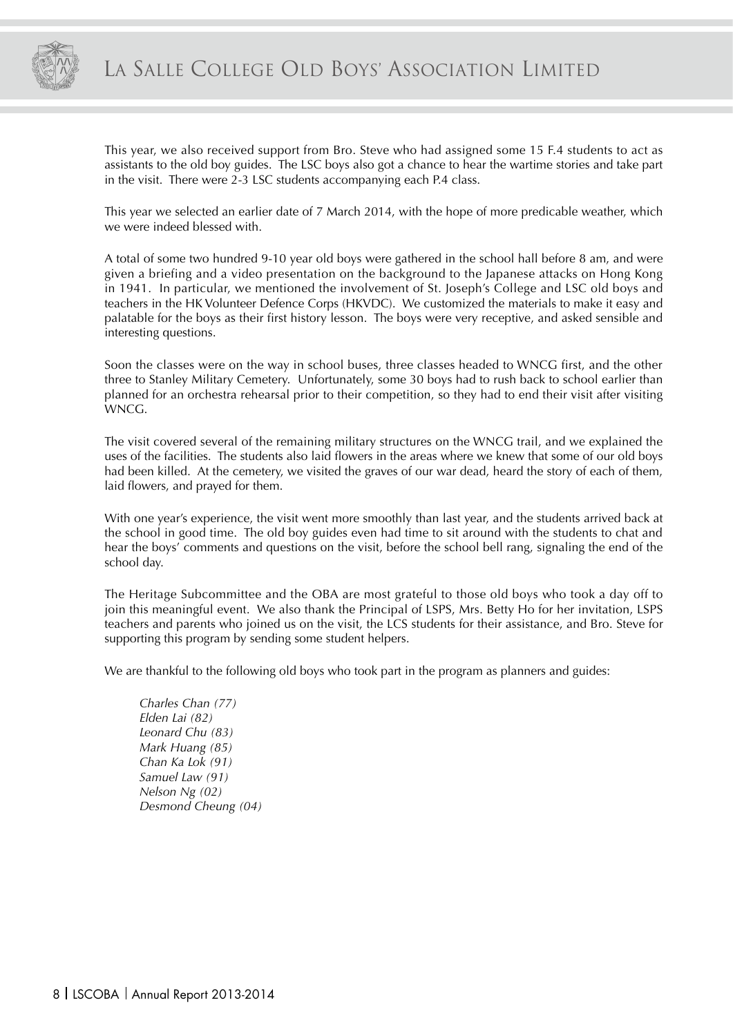This year, we also received support from Bro. Steve who had assigned some 15 F.4 students to act as assistants to the old boy guides. The LSC boys also got a chance to hear the wartime stories and take part in the visit. There were 2-3 LSC students accompanying each P.4 class.

This year we selected an earlier date of 7 March 2014, with the hope of more predicable weather, which we were indeed blessed with.

A total of some two hundred 9-10 year old boys were gathered in the school hall before 8 am, and were given a briefing and a video presentation on the background to the Japanese attacks on Hong Kong in 1941. In particular, we mentioned the involvement of St. Joseph's College and LSC old boys and teachers in the HK Volunteer Defence Corps (HKVDC). We customized the materials to make it easy and palatable for the boys as their first history lesson. The boys were very receptive, and asked sensible and interesting questions.

Soon the classes were on the way in school buses, three classes headed to WNCG first, and the other three to Stanley Military Cemetery. Unfortunately, some 30 boys had to rush back to school earlier than planned for an orchestra rehearsal prior to their competition, so they had to end their visit after visiting WNCG.

The visit covered several of the remaining military structures on the WNCG trail, and we explained the uses of the facilities. The students also laid flowers in the areas where we knew that some of our old boys had been killed. At the cemetery, we visited the graves of our war dead, heard the story of each of them, laid flowers, and prayed for them.

With one year's experience, the visit went more smoothly than last year, and the students arrived back at the school in good time. The old boy guides even had time to sit around with the students to chat and hear the boys' comments and questions on the visit, before the school bell rang, signaling the end of the school day.

The Heritage Subcommittee and the OBA are most grateful to those old boys who took a day off to join this meaningful event. We also thank the Principal of LSPS, Mrs. Betty Ho for her invitation, LSPS teachers and parents who joined us on the visit, the LCS students for their assistance, and Bro. Steve for supporting this program by sending some student helpers.

We are thankful to the following old boys who took part in the program as planners and guides:

*Charles Chan (77)*
*Elden Lai (82)*
*Leonard Chu (83)*
*Mark Huang (85)*
*Chan Ka Lok (91)*
*Samuel Law (91)*
*Nelson Ng (02)*
*Desmond Cheung (04)*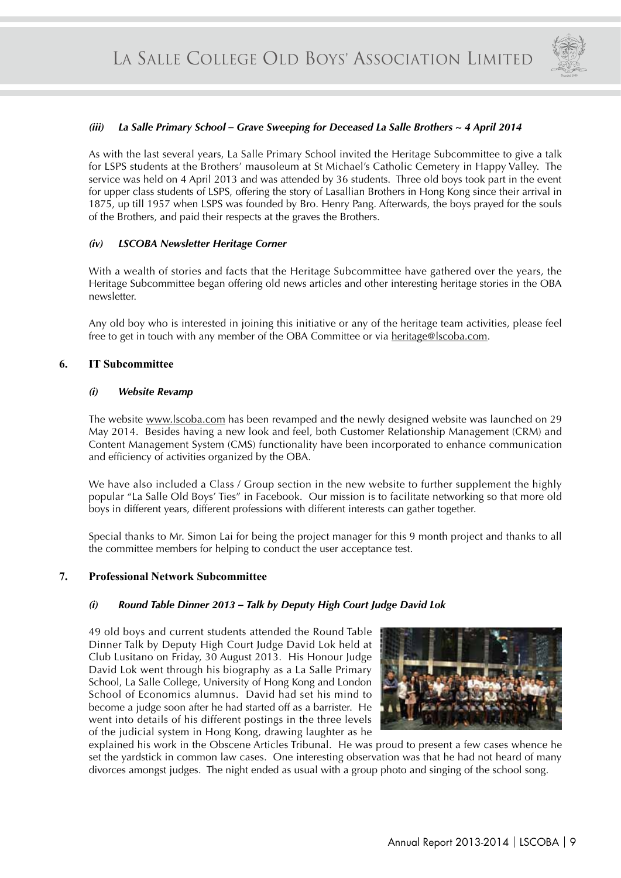### *(iii) La Salle Primary School – Grave Sweeping for Deceased La Salle Brothers ~ 4 April 2014*

As with the last several years, La Salle Primary School invited the Heritage Subcommittee to give a talk for LSPS students at the Brothers' mausoleum at St Michael's Catholic Cemetery in Happy Valley. The service was held on 4 April 2013 and was attended by 36 students. Three old boys took part in the event for upper class students of LSPS, offering the story of Lasallian Brothers in Hong Kong since their arrival in 1875, up till 1957 when LSPS was founded by Bro. Henry Pang. Afterwards, the boys prayed for the souls of the Brothers, and paid their respects at the graves the Brothers.

### *(iv) LSCOBA Newsletter Heritage Corner*

With a wealth of stories and facts that the Heritage Subcommittee have gathered over the years, the Heritage Subcommittee began offering old news articles and other interesting heritage stories in the OBA newsletter.

Any old boy who is interested in joining this initiative or any of the heritage team activities, please feel free to get in touch with any member of the OBA Committee or via heritage@lscoba.com.

## 6. IT Subcommittee

### *(i) Website Revamp*

The website www.lscoba.com has been revamped and the newly designed website was launched on 29 May 2014. Besides having a new look and feel, both Customer Relationship Management (CRM) and Content Management System (CMS) functionality have been incorporated to enhance communication and efficiency of activities organized by the OBA.

We have also included a Class / Group section in the new website to further supplement the highly popular "La Salle Old Boys' Ties" in Facebook. Our mission is to facilitate networking so that more old boys in different years, different professions with different interests can gather together.

Special thanks to Mr. Simon Lai for being the project manager for this 9 month project and thanks to all the committee members for helping to conduct the user acceptance test.

## 7. Professional Network Subcommittee

### *(i) Round Table Dinner 2013 – Talk by Deputy High Court Judge David Lok*

49 old boys and current students attended the Round Table Dinner Talk by Deputy High Court Judge David Lok held at Club Lusitano on Friday, 30 August 2013. His Honour Judge David Lok went through his biography as a La Salle Primary School, La Salle College, University of Hong Kong and London School of Economics alumnus. David had set his mind to become a judge soon after he had started off as a barrister. He went into details of his different postings in the three levels of the judicial system in Hong Kong, drawing laughter as he explained his work in the Obscene Articles Tribunal. He was proud to present a few cases whence he set the yardstick in common law cases. One interesting observation was that he had not heard of many divorces amongst judges. The night ended as usual with a group photo and singing of the school song.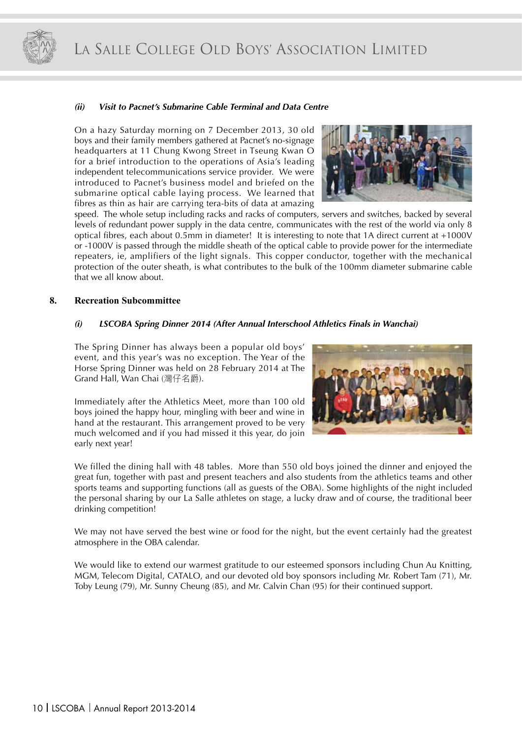#### *(ii) Visit to Pacnet's Submarine Cable Terminal and Data Centre*

On a hazy Saturday morning on 7 December 2013, 30 old boys and their family members gathered at Pacnet's no-signage headquarters at 11 Chung Kwong Street in Tseung Kwan O for a brief introduction to the operations of Asia's leading independent telecommunications service provider. We were introduced to Pacnet's business model and briefed on the submarine optical cable laying process. We learned that fibres as thin as hair are carrying tera-bits of data at amazing speed. The whole setup including racks and racks of computers, servers and switches, backed by several levels of redundant power supply in the data centre, communicates with the rest of the world via only 8 optical fibres, each about 0.5mm in diameter! It is interesting to note that 1A direct current at +1000V or -1000V is passed through the middle sheath of the optical cable to provide power for the intermediate repeaters, ie, amplifiers of the light signals. This copper conductor, together with the mechanical protection of the outer sheath, is what contributes to the bulk of the 100mm diameter submarine cable that we all know about.

## 8. Recreation Subcommittee

#### *(i) LSCOBA Spring Dinner 2014 (After Annual Interschool Athletics Finals in Wanchai)*

The Spring Dinner has always been a popular old boys' event, and this year's was no exception. The Year of the Horse Spring Dinner was held on 28 February 2014 at The Grand Hall, Wan Chai (灣仔名爵).

Immediately after the Athletics Meet, more than 100 old boys joined the happy hour, mingling with beer and wine in hand at the restaurant. This arrangement proved to be very much welcomed and if you had missed it this year, do join early next year!

We filled the dining hall with 48 tables. More than 550 old boys joined the dinner and enjoyed the great fun, together with past and present teachers and also students from the athletics teams and other sports teams and supporting functions (all as guests of the OBA). Some highlights of the night included the personal sharing by our La Salle athletes on stage, a lucky draw and of course, the traditional beer drinking competition!

We may not have served the best wine or food for the night, but the event certainly had the greatest atmosphere in the OBA calendar.

We would like to extend our warmest gratitude to our esteemed sponsors including Chun Au Knitting, MGM, Telecom Digital, CATALO, and our devoted old boy sponsors including Mr. Robert Tam (71), Mr. Toby Leung (79), Mr. Sunny Cheung (85), and Mr. Calvin Chan (95) for their continued support.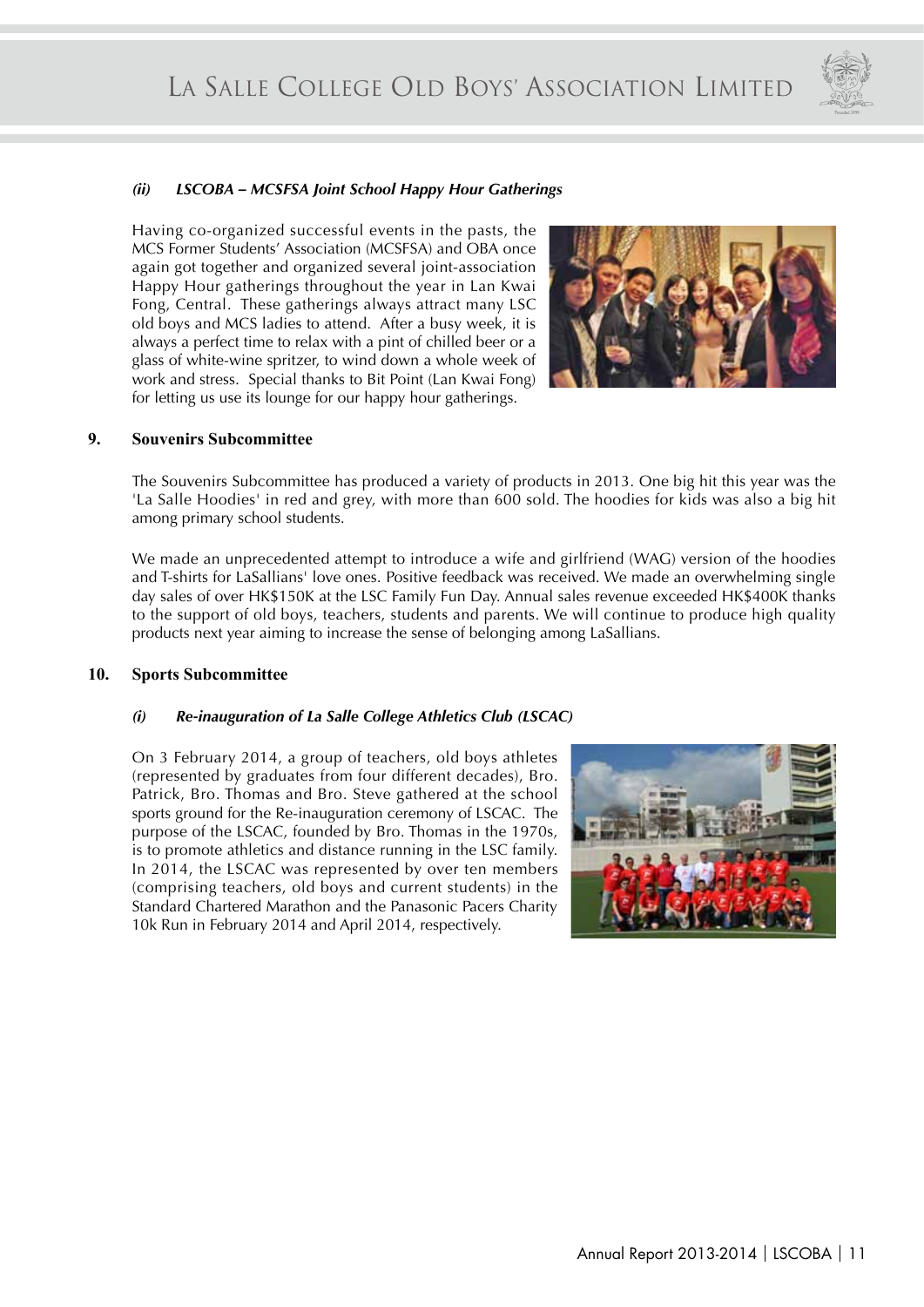### *(ii) LSCOBA – MCSFSA Joint School Happy Hour Gatherings*

Having co-organized successful events in the pasts, the MCS Former Students' Association (MCSFSA) and OBA once again got together and organized several joint-association Happy Hour gatherings throughout the year in Lan Kwai Fong, Central. These gatherings always attract many LSC old boys and MCS ladies to attend. After a busy week, it is always a perfect time to relax with a pint of chilled beer or a glass of white-wine spritzer, to wind down a whole week of work and stress. Special thanks to Bit Point (Lan Kwai Fong) for letting us use its lounge for our happy hour gatherings.

## 9. Souvenirs Subcommittee

The Souvenirs Subcommittee has produced a variety of products in 2013. One big hit this year was the 'La Salle Hoodies' in red and grey, with more than 600 sold. The hoodies for kids was also a big hit among primary school students.

We made an unprecedented attempt to introduce a wife and girlfriend (WAG) version of the hoodies and T-shirts for LaSallians' love ones. Positive feedback was received. We made an overwhelming single day sales of over HK$150K at the LSC Family Fun Day. Annual sales revenue exceeded HK$400K thanks to the support of old boys, teachers, students and parents. We will continue to produce high quality products next year aiming to increase the sense of belonging among LaSallians.

## 10. Sports Subcommittee

### *(i) Re-inauguration of La Salle College Athletics Club (LSCAC)*

On 3 February 2014, a group of teachers, old boys athletes (represented by graduates from four different decades), Bro. Patrick, Bro. Thomas and Bro. Steve gathered at the school sports ground for the Re-inauguration ceremony of LSCAC. The purpose of the LSCAC, founded by Bro. Thomas in the 1970s, is to promote athletics and distance running in the LSC family. In 2014, the LSCAC was represented by over ten members (comprising teachers, old boys and current students) in the Standard Chartered Marathon and the Panasonic Pacers Charity 10k Run in February 2014 and April 2014, respectively.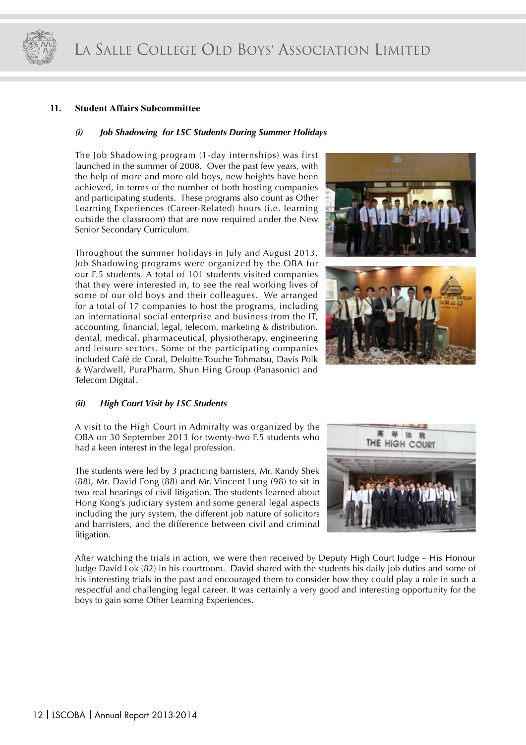## 11. Student Affairs Subcommittee

### *(i) Job Shadowing for LSC Students During Summer Holidays*

The Job Shadowing program (1-day internships) was first launched in the summer of 2008. Over the past few years, with the help of more and more old boys, new heights have been achieved, in terms of the number of both hosting companies and participating students. These programs also count as Other Learning Experiences (Career-Related) hours (i.e. learning outside the classroom) that are now required under the New Senior Secondary Curriculum.

Throughout the summer holidays in July and August 2013, Job Shadowing programs were organized by the OBA for our F.5 students. A total of 101 students visited companies that they were interested in, to see the real working lives of some of our old boys and their colleagues. We arranged for a total of 17 companies to host the programs, including an international social enterprise and business from the IT, accounting, financial, legal, telecom, marketing & distribution, dental, medical, pharmaceutical, physiotherapy, engineering and leisure sectors. Some of the participating companies included Café de Coral, Deloitte Touche Tohmatsu, Davis Polk & Wardwell, PuraPharm, Shun Hing Group (Panasonic) and Telecom Digital.

### *(ii) High Court Visit by LSC Students*

A visit to the High Court in Admiralty was organized by the OBA on 30 September 2013 for twenty-two F.5 students who had a keen interest in the legal profession.

The students were led by 3 practicing barristers, Mr. Randy Shek (88), Mr. David Fong (88) and Mr. Vincent Lung (98) to sit in two real hearings of civil litigation. The students learned about Hong Kong's judiciary system and some general legal aspects including the jury system, the different job nature of solicitors and barristers, and the difference between civil and criminal litigation.

After watching the trials in action, we were then received by Deputy High Court Judge – His Honour Judge David Lok (82) in his courtroom. David shared with the students his daily job duties and some of his interesting trials in the past and encouraged them to consider how they could play a role in such a respectful and challenging legal career. It was certainly a very good and interesting opportunity for the boys to gain some Other Learning Experiences.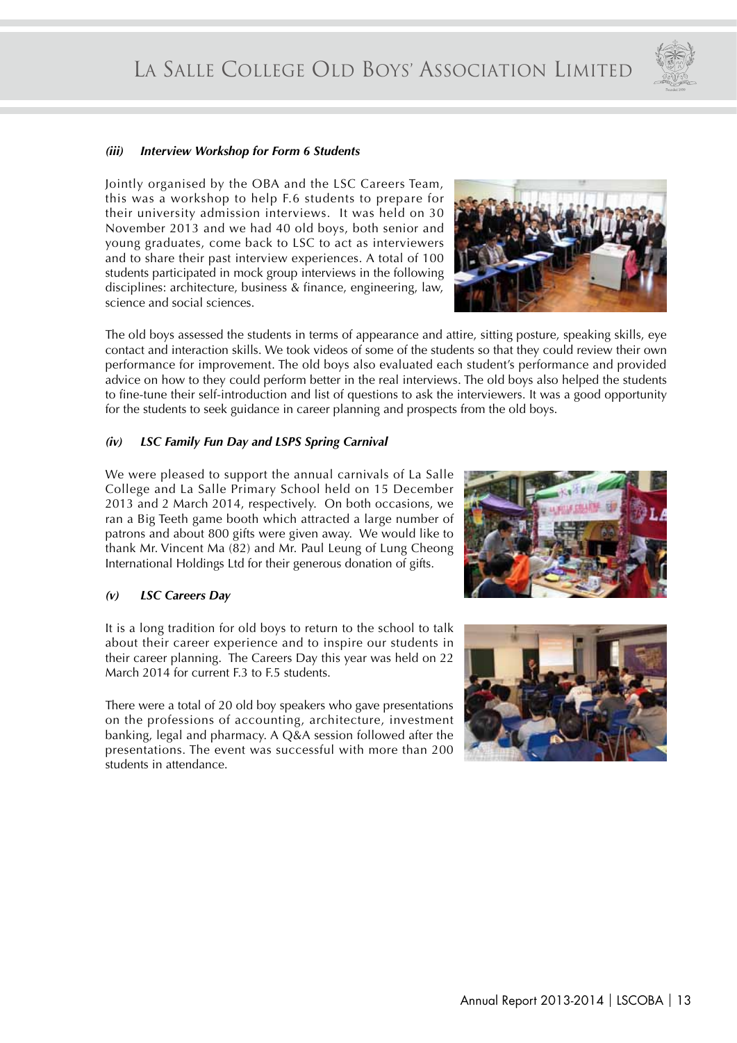#### *(iii) Interview Workshop for Form 6 Students*

Jointly organised by the OBA and the LSC Careers Team, this was a workshop to help F.6 students to prepare for their university admission interviews. It was held on 30 November 2013 and we had 40 old boys, both senior and young graduates, come back to LSC to act as interviewers and to share their past interview experiences. A total of 100 students participated in mock group interviews in the following disciplines: architecture, business & finance, engineering, law, science and social sciences.

The old boys assessed the students in terms of appearance and attire, sitting posture, speaking skills, eye contact and interaction skills. We took videos of some of the students so that they could review their own performance for improvement. The old boys also evaluated each student's performance and provided advice on how to they could perform better in the real interviews. The old boys also helped the students to fine-tune their self-introduction and list of questions to ask the interviewers. It was a good opportunity for the students to seek guidance in career planning and prospects from the old boys.

#### *(iv) LSC Family Fun Day and LSPS Spring Carnival*

We were pleased to support the annual carnivals of La Salle College and La Salle Primary School held on 15 December 2013 and 2 March 2014, respectively. On both occasions, we ran a Big Teeth game booth which attracted a large number of patrons and about 800 gifts were given away. We would like to thank Mr. Vincent Ma (82) and Mr. Paul Leung of Lung Cheong International Holdings Ltd for their generous donation of gifts.

#### *(v) LSC Careers Day*

It is a long tradition for old boys to return to the school to talk about their career experience and to inspire our students in their career planning. The Careers Day this year was held on 22 March 2014 for current F.3 to F.5 students.

There were a total of 20 old boy speakers who gave presentations on the professions of accounting, architecture, investment banking, legal and pharmacy. A Q&A session followed after the presentations. The event was successful with more than 200 students in attendance.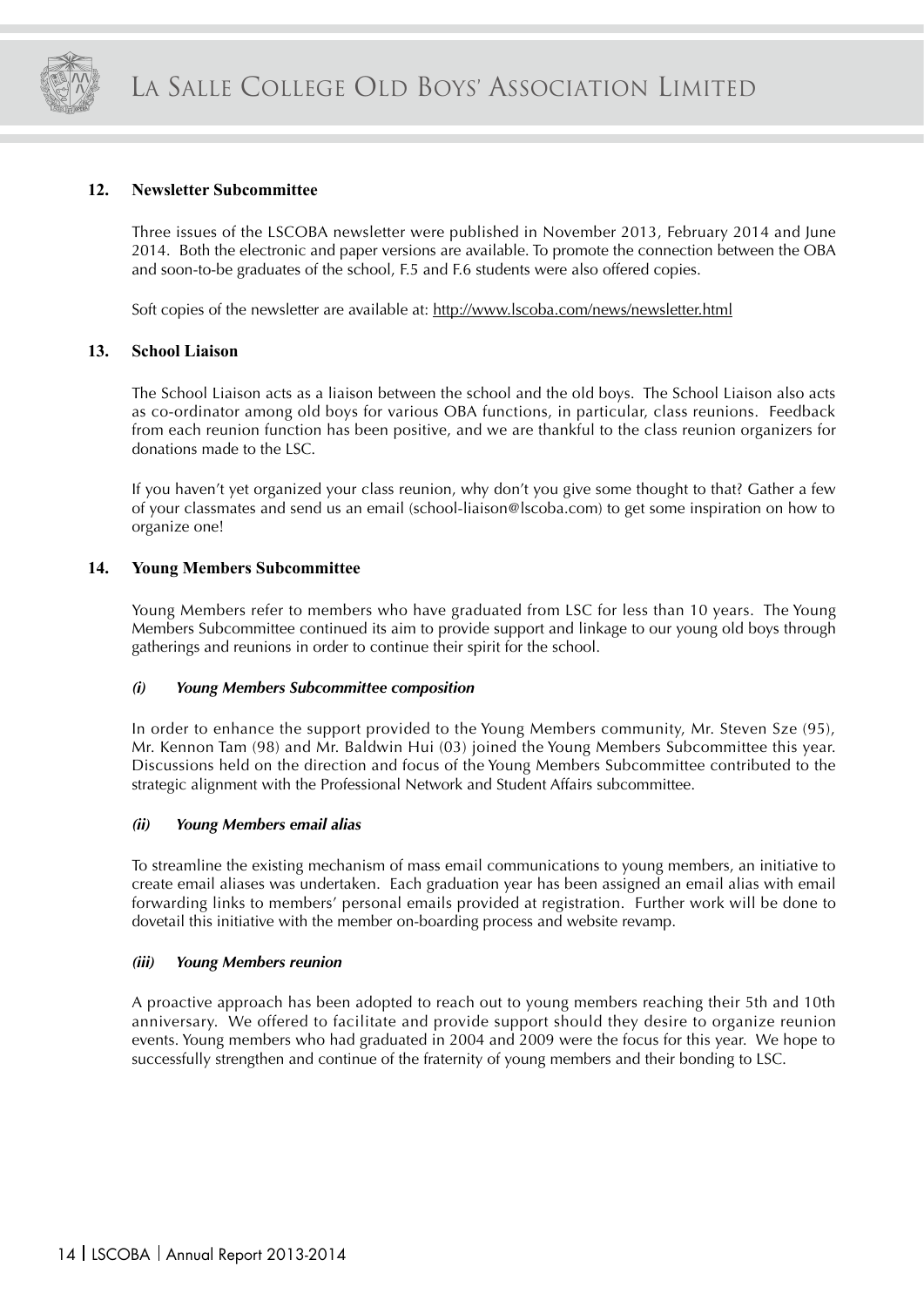## 12. Newsletter Subcommittee

Three issues of the LSCOBA newsletter were published in November 2013, February 2014 and June 2014. Both the electronic and paper versions are available. To promote the connection between the OBA and soon-to-be graduates of the school, F.5 and F.6 students were also offered copies.

Soft copies of the newsletter are available at: http://www.lscoba.com/news/newsletter.html

## 13. School Liaison

The School Liaison acts as a liaison between the school and the old boys. The School Liaison also acts as co-ordinator among old boys for various OBA functions, in particular, class reunions. Feedback from each reunion function has been positive, and we are thankful to the class reunion organizers for donations made to the LSC.

If you haven't yet organized your class reunion, why don't you give some thought to that? Gather a few of your classmates and send us an email (school-liaison@lscoba.com) to get some inspiration on how to organize one!

## 14. Young Members Subcommittee

Young Members refer to members who have graduated from LSC for less than 10 years. The Young Members Subcommittee continued its aim to provide support and linkage to our young old boys through gatherings and reunions in order to continue their spirit for the school.

### *(i) Young Members Subcommittee composition*

In order to enhance the support provided to the Young Members community, Mr. Steven Sze (95), Mr. Kennon Tam (98) and Mr. Baldwin Hui (03) joined the Young Members Subcommittee this year. Discussions held on the direction and focus of the Young Members Subcommittee contributed to the strategic alignment with the Professional Network and Student Affairs subcommittee.

### *(ii) Young Members email alias*

To streamline the existing mechanism of mass email communications to young members, an initiative to create email aliases was undertaken. Each graduation year has been assigned an email alias with email forwarding links to members' personal emails provided at registration. Further work will be done to dovetail this initiative with the member on-boarding process and website revamp.

### *(iii) Young Members reunion*

A proactive approach has been adopted to reach out to young members reaching their 5th and 10th anniversary. We offered to facilitate and provide support should they desire to organize reunion events. Young members who had graduated in 2004 and 2009 were the focus for this year. We hope to successfully strengthen and continue of the fraternity of young members and their bonding to LSC.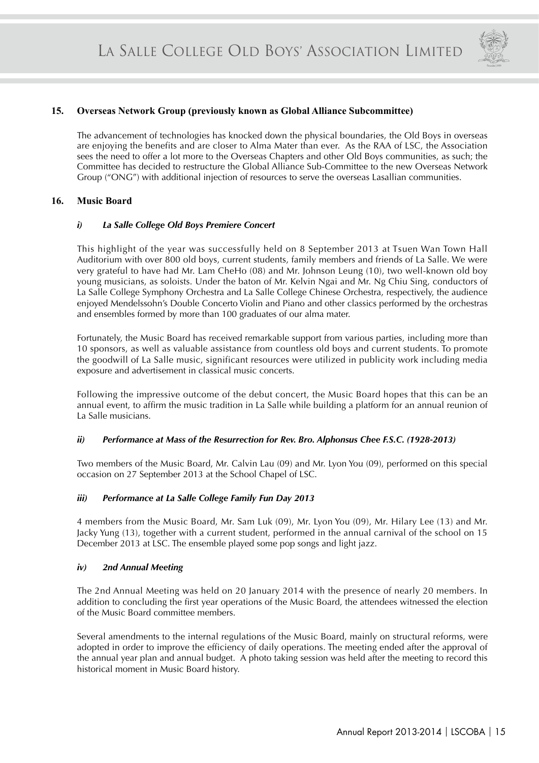## 15. Overseas Network Group (previously known as Global Alliance Subcommittee)

The advancement of technologies has knocked down the physical boundaries, the Old Boys in overseas are enjoying the benefits and are closer to Alma Mater than ever. As the RAA of LSC, the Association sees the need to offer a lot more to the Overseas Chapters and other Old Boys communities, as such; the Committee has decided to restructure the Global Alliance Sub-Committee to the new Overseas Network Group ("ONG") with additional injection of resources to serve the overseas Lasallian communities.

## 16. Music Board

### *i) La Salle College Old Boys Premiere Concert*

This highlight of the year was successfully held on 8 September 2013 at Tsuen Wan Town Hall Auditorium with over 800 old boys, current students, family members and friends of La Salle. We were very grateful to have had Mr. Lam CheHo (08) and Mr. Johnson Leung (10), two well-known old boy young musicians, as soloists. Under the baton of Mr. Kelvin Ngai and Mr. Ng Chiu Sing, conductors of La Salle College Symphony Orchestra and La Salle College Chinese Orchestra, respectively, the audience enjoyed Mendelssohn's Double Concerto Violin and Piano and other classics performed by the orchestras and ensembles formed by more than 100 graduates of our alma mater.

Fortunately, the Music Board has received remarkable support from various parties, including more than 10 sponsors, as well as valuable assistance from countless old boys and current students. To promote the goodwill of La Salle music, significant resources were utilized in publicity work including media exposure and advertisement in classical music concerts.

Following the impressive outcome of the debut concert, the Music Board hopes that this can be an annual event, to affirm the music tradition in La Salle while building a platform for an annual reunion of La Salle musicians.

### *ii) Performance at Mass of the Resurrection for Rev. Bro. Alphonsus Chee F.S.C. (1928-2013)*

Two members of the Music Board, Mr. Calvin Lau (09) and Mr. Lyon You (09), performed on this special occasion on 27 September 2013 at the School Chapel of LSC.

### *iii) Performance at La Salle College Family Fun Day 2013*

4 members from the Music Board, Mr. Sam Luk (09), Mr. Lyon You (09), Mr. Hilary Lee (13) and Mr. Jacky Yung (13), together with a current student, performed in the annual carnival of the school on 15 December 2013 at LSC. The ensemble played some pop songs and light jazz.

### *iv) 2nd Annual Meeting*

The 2nd Annual Meeting was held on 20 January 2014 with the presence of nearly 20 members. In addition to concluding the first year operations of the Music Board, the attendees witnessed the election of the Music Board committee members.

Several amendments to the internal regulations of the Music Board, mainly on structural reforms, were adopted in order to improve the efficiency of daily operations. The meeting ended after the approval of the annual year plan and annual budget. A photo taking session was held after the meeting to record this historical moment in Music Board history.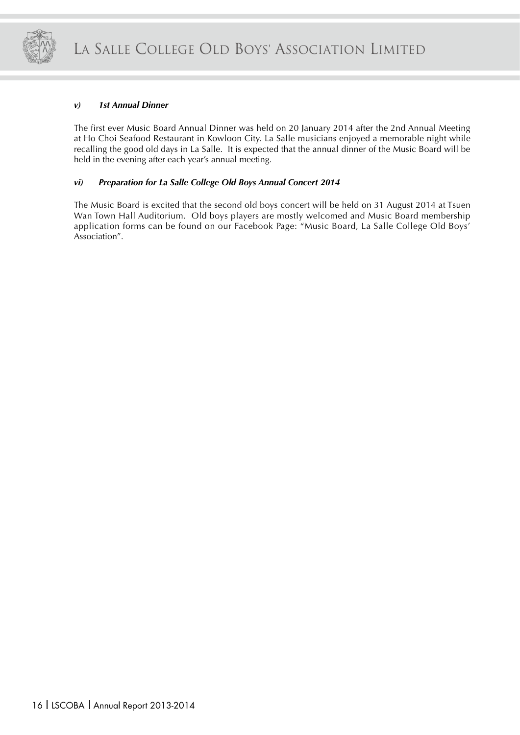***v) 1st Annual Dinner***

The first ever Music Board Annual Dinner was held on 20 January 2014 after the 2nd Annual Meeting at Ho Choi Seafood Restaurant in Kowloon City. La Salle musicians enjoyed a memorable night while recalling the good old days in La Salle. It is expected that the annual dinner of the Music Board will be held in the evening after each year's annual meeting.

***vi) Preparation for La Salle College Old Boys Annual Concert 2014***

The Music Board is excited that the second old boys concert will be held on 31 August 2014 at Tsuen Wan Town Hall Auditorium. Old boys players are mostly welcomed and Music Board membership application forms can be found on our Facebook Page: "Music Board, La Salle College Old Boys' Association".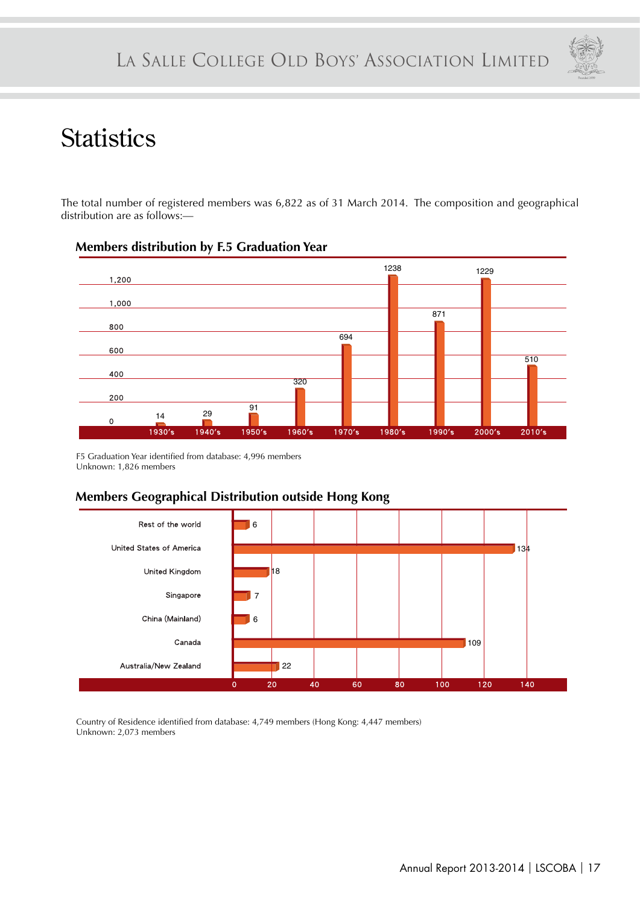# Statistics

The total number of registered members was 6,822 as of 31 March 2014. The composition and geographical distribution are as follows:—

### Members distribution by F.5 Graduation Year

| F.5 Graduation Year | Members |
|---|---|
| 1930's | 14 |
| 1940's | 29 |
| 1950's | 91 |
| 1960's | 320 |
| 1970's | 694 |
| 1980's | 1238 |
| 1990's | 871 |
| 2000's | 1229 |
| 2010's | 510 |

F5 Graduation Year identified from database: 4,996 members
Unknown: 1,826 members

### Members Geographical Distribution outside Hong Kong

| Region | Members |
|---|---|
| Rest of the world | 6 |
| United States of America | 134 |
| United Kingdom | 18 |
| Singapore | 7 |
| China (Mainland) | 6 |
| Canada | 109 |
| Australia/New Zealand | 22 |

Country of Residence identified from database: 4,749 members (Hong Kong: 4,447 members)
Unknown: 2,073 members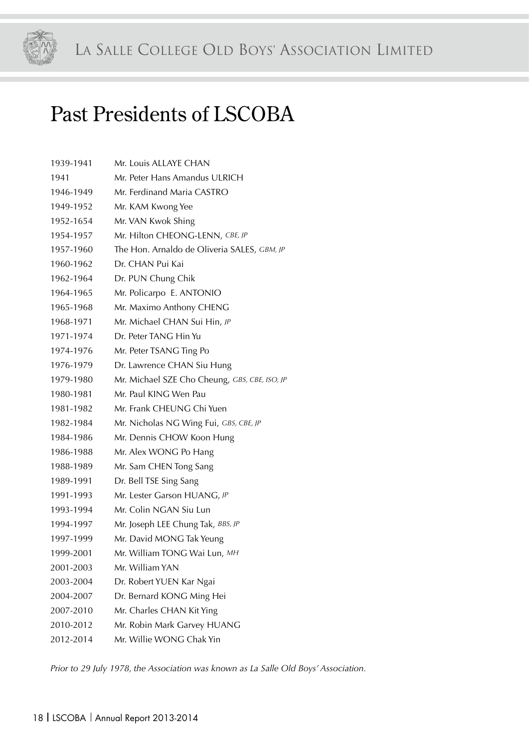# Past Presidents of LSCOBA

| | |
|---|---|
| 1939-1941 | Mr. Louis ALLAYE CHAN |
| 1941 | Mr. Peter Hans Amandus ULRICH |
| 1946-1949 | Mr. Ferdinand Maria CASTRO |
| 1949-1952 | Mr. KAM Kwong Yee |
| 1952-1654 | Mr. VAN Kwok Shing |
| 1954-1957 | Mr. Hilton CHEONG-LENN, *CBE, JP* |
| 1957-1960 | The Hon. Arnaldo de Oliveria SALES, *GBM, JP* |
| 1960-1962 | Dr. CHAN Pui Kai |
| 1962-1964 | Dr. PUN Chung Chik |
| 1964-1965 | Mr. Policarpo E. ANTONIO |
| 1965-1968 | Mr. Maximo Anthony CHENG |
| 1968-1971 | Mr. Michael CHAN Sui Hin, *JP* |
| 1971-1974 | Dr. Peter TANG Hin Yu |
| 1974-1976 | Mr. Peter TSANG Ting Po |
| 1976-1979 | Dr. Lawrence CHAN Siu Hung |
| 1979-1980 | Mr. Michael SZE Cho Cheung, *GBS, CBE, ISO, JP* |
| 1980-1981 | Mr. Paul KING Wen Pau |
| 1981-1982 | Mr. Frank CHEUNG Chi Yuen |
| 1982-1984 | Mr. Nicholas NG Wing Fui, *GBS, CBE, JP* |
| 1984-1986 | Mr. Dennis CHOW Koon Hung |
| 1986-1988 | Mr. Alex WONG Po Hang |
| 1988-1989 | Mr. Sam CHEN Tong Sang |
| 1989-1991 | Dr. Bell TSE Sing Sang |
| 1991-1993 | Mr. Lester Garson HUANG, *JP* |
| 1993-1994 | Mr. Colin NGAN Siu Lun |
| 1994-1997 | Mr. Joseph LEE Chung Tak, *BBS, JP* |
| 1997-1999 | Mr. David MONG Tak Yeung |
| 1999-2001 | Mr. William TONG Wai Lun, *MH* |
| 2001-2003 | Mr. William YAN |
| 2003-2004 | Dr. Robert YUEN Kar Ngai |
| 2004-2007 | Dr. Bernard KONG Ming Hei |
| 2007-2010 | Mr. Charles CHAN Kit Ying |
| 2010-2012 | Mr. Robin Mark Garvey HUANG |
| 2012-2014 | Mr. Willie WONG Chak Yin |

*Prior to 29 July 1978, the Association was known as La Salle Old Boys' Association.*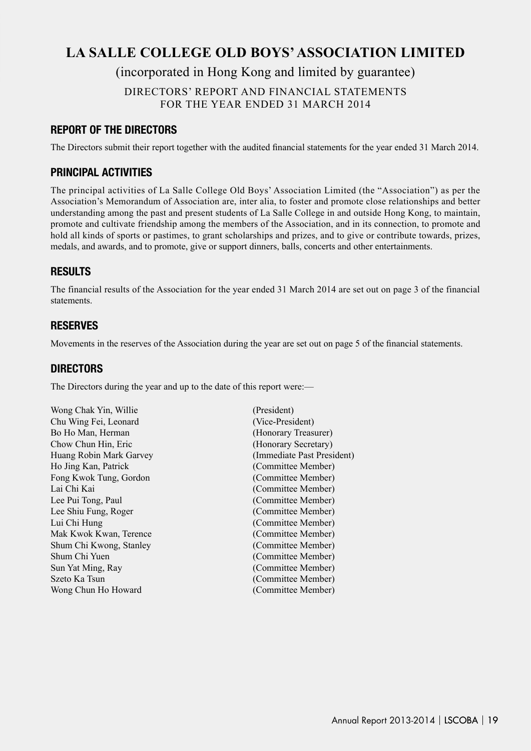# LA SALLE COLLEGE OLD BOYS' ASSOCIATION LIMITED

(incorporated in Hong Kong and limited by guarantee)

DIRECTORS' REPORT AND FINANCIAL STATEMENTS
FOR THE YEAR ENDED 31 MARCH 2014

## REPORT OF THE DIRECTORS

The Directors submit their report together with the audited financial statements for the year ended 31 March 2014.

## PRINCIPAL ACTIVITIES

The principal activities of La Salle College Old Boys' Association Limited (the "Association") as per the Association's Memorandum of Association are, inter alia, to foster and promote close relationships and better understanding among the past and present students of La Salle College in and outside Hong Kong, to maintain, promote and cultivate friendship among the members of the Association, and in its connection, to promote and hold all kinds of sports or pastimes, to grant scholarships and prizes, and to give or contribute towards, prizes, medals, and awards, and to promote, give or support dinners, balls, concerts and other entertainments.

## RESULTS

The financial results of the Association for the year ended 31 March 2014 are set out on page 3 of the financial statements.

## RESERVES

Movements in the reserves of the Association during the year are set out on page 5 of the financial statements.

## DIRECTORS

The Directors during the year and up to the date of this report were:—

| | |
|---|---|
| Wong Chak Yin, Willie | (President) |
| Chu Wing Fei, Leonard | (Vice-President) |
| Bo Ho Man, Herman | (Honorary Treasurer) |
| Chow Chun Hin, Eric | (Honorary Secretary) |
| Huang Robin Mark Garvey | (Immediate Past President) |
| Ho Jing Kan, Patrick | (Committee Member) |
| Fong Kwok Tung, Gordon | (Committee Member) |
| Lai Chi Kai | (Committee Member) |
| Lee Pui Tong, Paul | (Committee Member) |
| Lee Shiu Fung, Roger | (Committee Member) |
| Lui Chi Hung | (Committee Member) |
| Mak Kwok Kwan, Terence | (Committee Member) |
| Shum Chi Kwong, Stanley | (Committee Member) |
| Shum Chi Yuen | (Committee Member) |
| Sun Yat Ming, Ray | (Committee Member) |
| Szeto Ka Tsun | (Committee Member) |
| Wong Chun Ho Howard | (Committee Member) |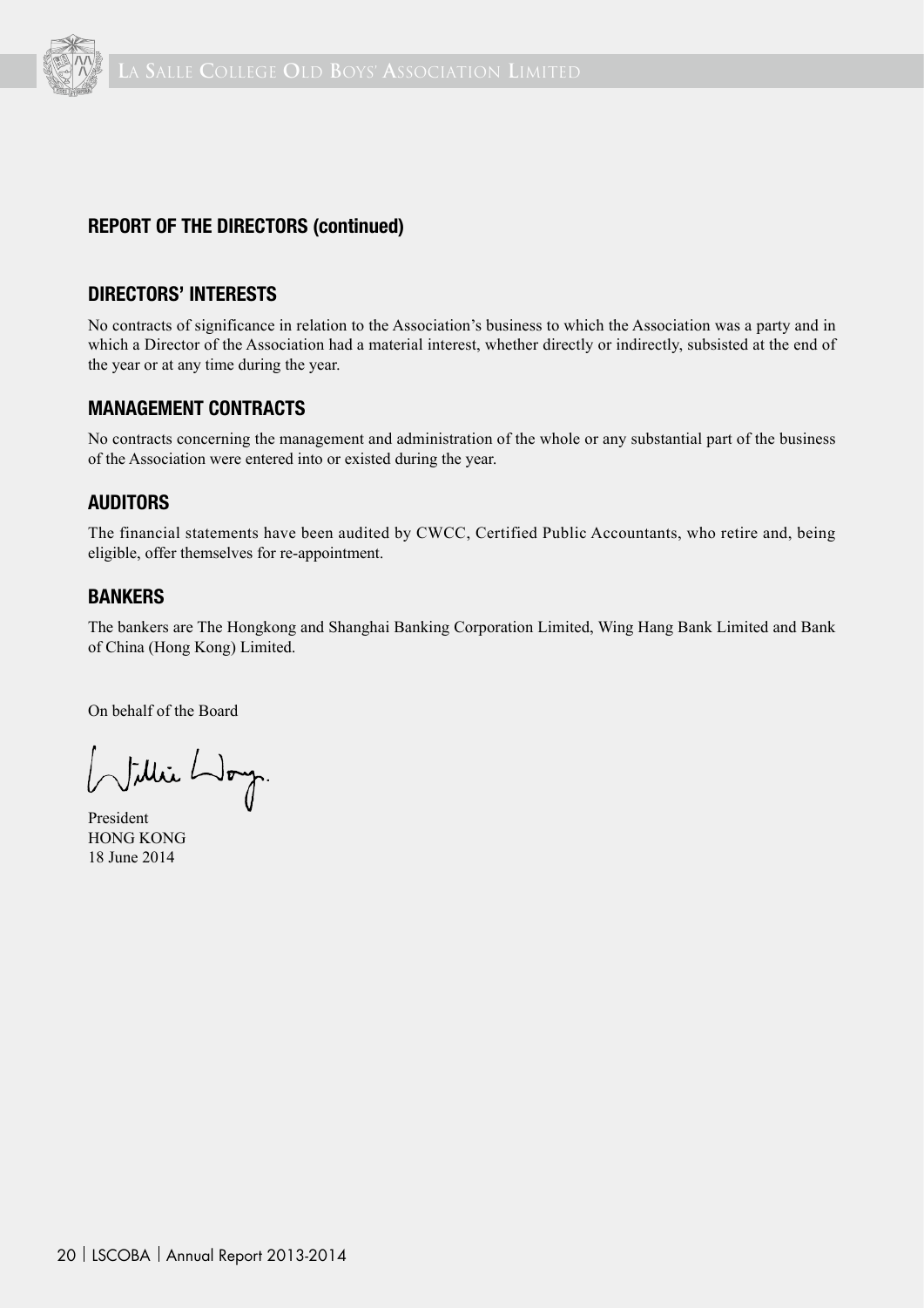## REPORT OF THE DIRECTORS (continued)

### DIRECTORS' INTERESTS

No contracts of significance in relation to the Association's business to which the Association was a party and in which a Director of the Association had a material interest, whether directly or indirectly, subsisted at the end of the year or at any time during the year.

### MANAGEMENT CONTRACTS

No contracts concerning the management and administration of the whole or any substantial part of the business of the Association were entered into or existed during the year.

### AUDITORS

The financial statements have been audited by CWCC, Certified Public Accountants, who retire and, being eligible, offer themselves for re-appointment.

### BANKERS

The bankers are The Hongkong and Shanghai Banking Corporation Limited, Wing Hang Bank Limited and Bank of China (Hong Kong) Limited.

On behalf of the Board

President
HONG KONG
18 June 2014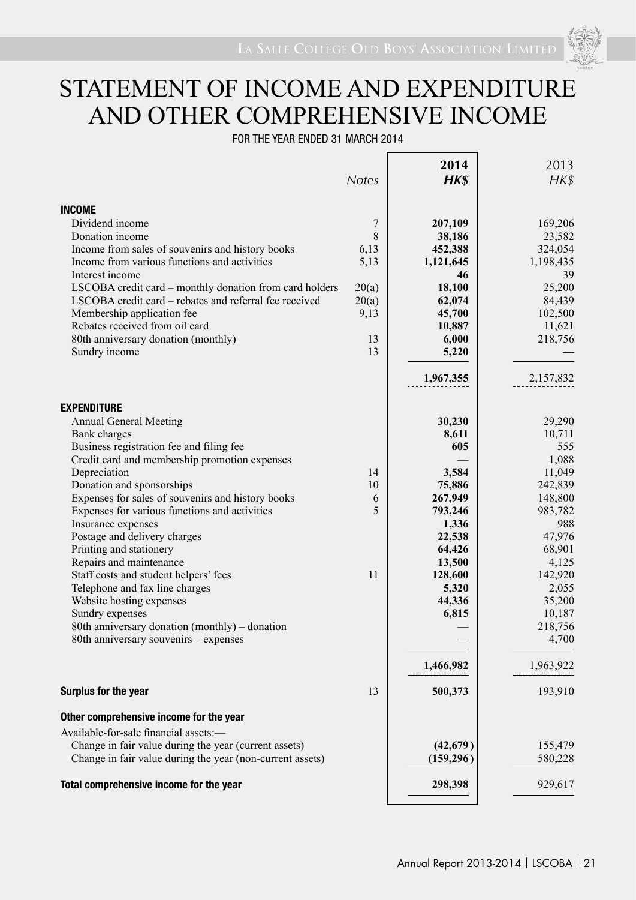# STATEMENT OF INCOME AND EXPENDITURE AND OTHER COMPREHENSIVE INCOME

FOR THE YEAR ENDED 31 MARCH 2014

| | *Notes* | **2014** ***HK$*** | 2013 *HK$* |
|---|---|---|---|
| **INCOME** | | | |
| Dividend income | 7 | **207,109** | 169,206 |
| Donation income | 8 | **38,186** | 23,582 |
| Income from sales of souvenirs and history books | 6,13 | **452,388** | 324,054 |
| Income from various functions and activities | 5,13 | **1,121,645** | 1,198,435 |
| Interest income | | **46** | 39 |
| LSCOBA credit card – monthly donation from card holders | 20(a) | **18,100** | 25,200 |
| LSCOBA credit card – rebates and referral fee received | 20(a) | **62,074** | 84,439 |
| Membership application fee | 9,13 | **45,700** | 102,500 |
| Rebates received from oil card | | **10,887** | 11,621 |
| 80th anniversary donation (monthly) | 13 | **6,000** | 218,756 |
| Sundry income | 13 | **5,220** | — |
| | | **1,967,355** | 2,157,832 |
| **EXPENDITURE** | | | |
| Annual General Meeting | | **30,230** | 29,290 |
| Bank charges | | **8,611** | 10,711 |
| Business registration fee and filing fee | | **605** | 555 |
| Credit card and membership promotion expenses | | — | 1,088 |
| Depreciation | 14 | **3,584** | 11,049 |
| Donation and sponsorships | 10 | **75,886** | 242,839 |
| Expenses for sales of souvenirs and history books | 6 | **267,949** | 148,800 |
| Expenses for various functions and activities | 5 | **793,246** | 983,782 |
| Insurance expenses | | **1,336** | 988 |
| Postage and delivery charges | | **22,538** | 47,976 |
| Printing and stationery | | **64,426** | 68,901 |
| Repairs and maintenance | | **13,500** | 4,125 |
| Staff costs and student helpers' fees | 11 | **128,600** | 142,920 |
| Telephone and fax line charges | | **5,320** | 2,055 |
| Website hosting expenses | | **44,336** | 35,200 |
| Sundry expenses | | **6,815** | 10,187 |
| 80th anniversary donation (monthly) – donation | | — | 218,756 |
| 80th anniversary souvenirs – expenses | | — | 4,700 |
| | | **1,466,982** | 1,963,922 |
| **Surplus for the year** | 13 | **500,373** | 193,910 |
| **Other comprehensive income for the year** | | | |
| Available-for-sale financial assets:— | | | |
| Change in fair value during the year (current assets) | | **(42,679)** | 155,479 |
| Change in fair value during the year (non-current assets) | | **(159,296)** | 580,228 |
| **Total comprehensive income for the year** | | **298,398** | 929,617 |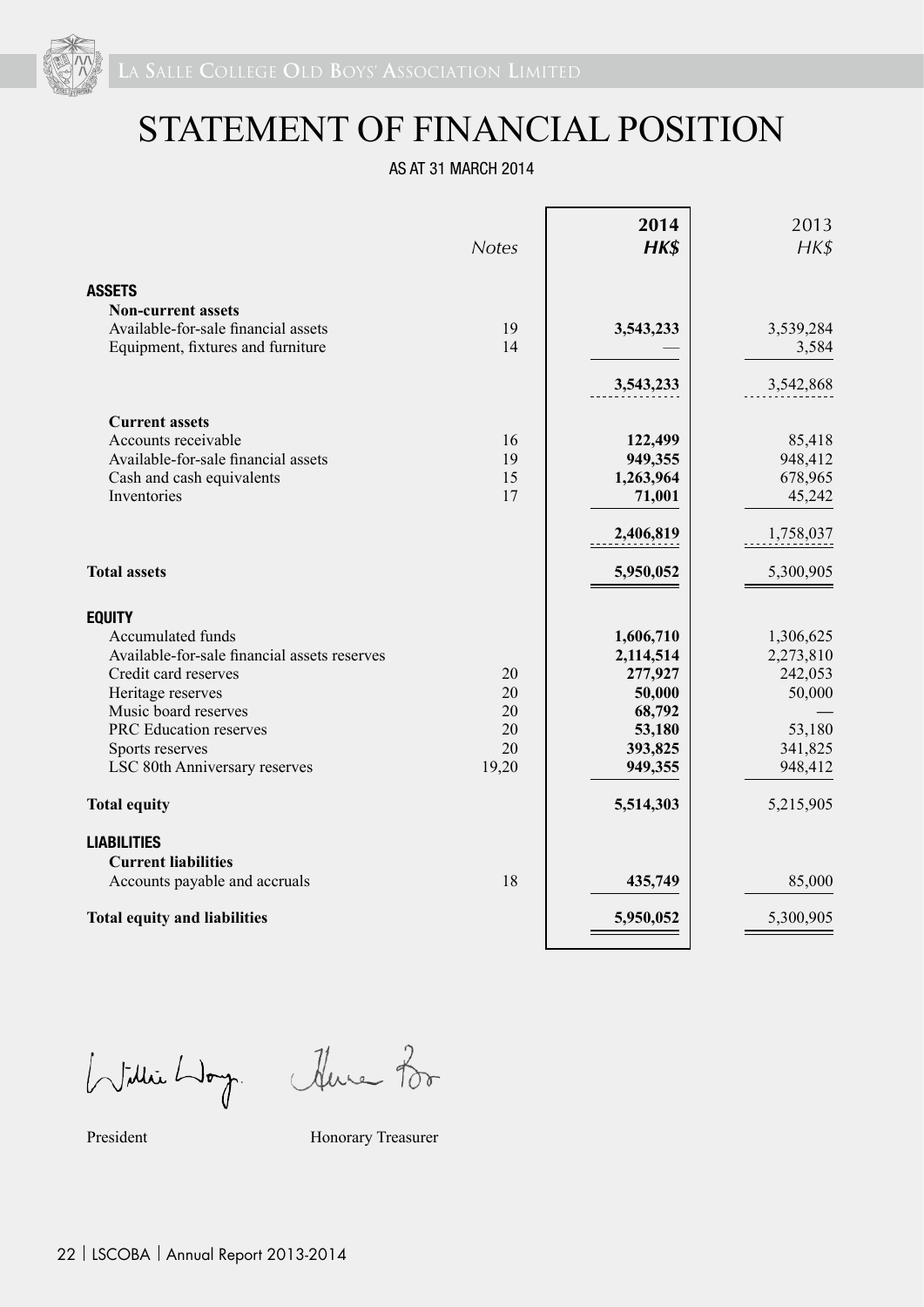# STATEMENT OF FINANCIAL POSITION

AS AT 31 MARCH 2014

| | Notes | **2014 HK$** | 2013 HK$ |
|---|---|---|---|
| **ASSETS** | | | |
| **Non-current assets** | | | |
| Available-for-sale financial assets | 19 | **3,543,233** | 3,539,284 |
| Equipment, fixtures and furniture | 14 | **—** | 3,584 |
| | | **3,543,233** | 3,542,868 |
| **Current assets** | | | |
| Accounts receivable | 16 | **122,499** | 85,418 |
| Available-for-sale financial assets | 19 | **949,355** | 948,412 |
| Cash and cash equivalents | 15 | **1,263,964** | 678,965 |
| Inventories | 17 | **71,001** | 45,242 |
| | | **2,406,819** | 1,758,037 |
| **Total assets** | | **5,950,052** | 5,300,905 |
| **EQUITY** | | | |
| Accumulated funds | | **1,606,710** | 1,306,625 |
| Available-for-sale financial assets reserves | | **2,114,514** | 2,273,810 |
| Credit card reserves | 20 | **277,927** | 242,053 |
| Heritage reserves | 20 | **50,000** | 50,000 |
| Music board reserves | 20 | **68,792** | — |
| PRC Education reserves | 20 | **53,180** | 53,180 |
| Sports reserves | 20 | **393,825** | 341,825 |
| LSC 80th Anniversary reserves | 19,20 | **949,355** | 948,412 |
| **Total equity** | | **5,514,303** | 5,215,905 |
| **LIABILITIES** | | | |
| **Current liabilities** | | | |
| Accounts payable and accruals | 18 | **435,749** | 85,000 |
| **Total equity and liabilities** | | **5,950,052** | 5,300,905 |

President

Honorary Treasurer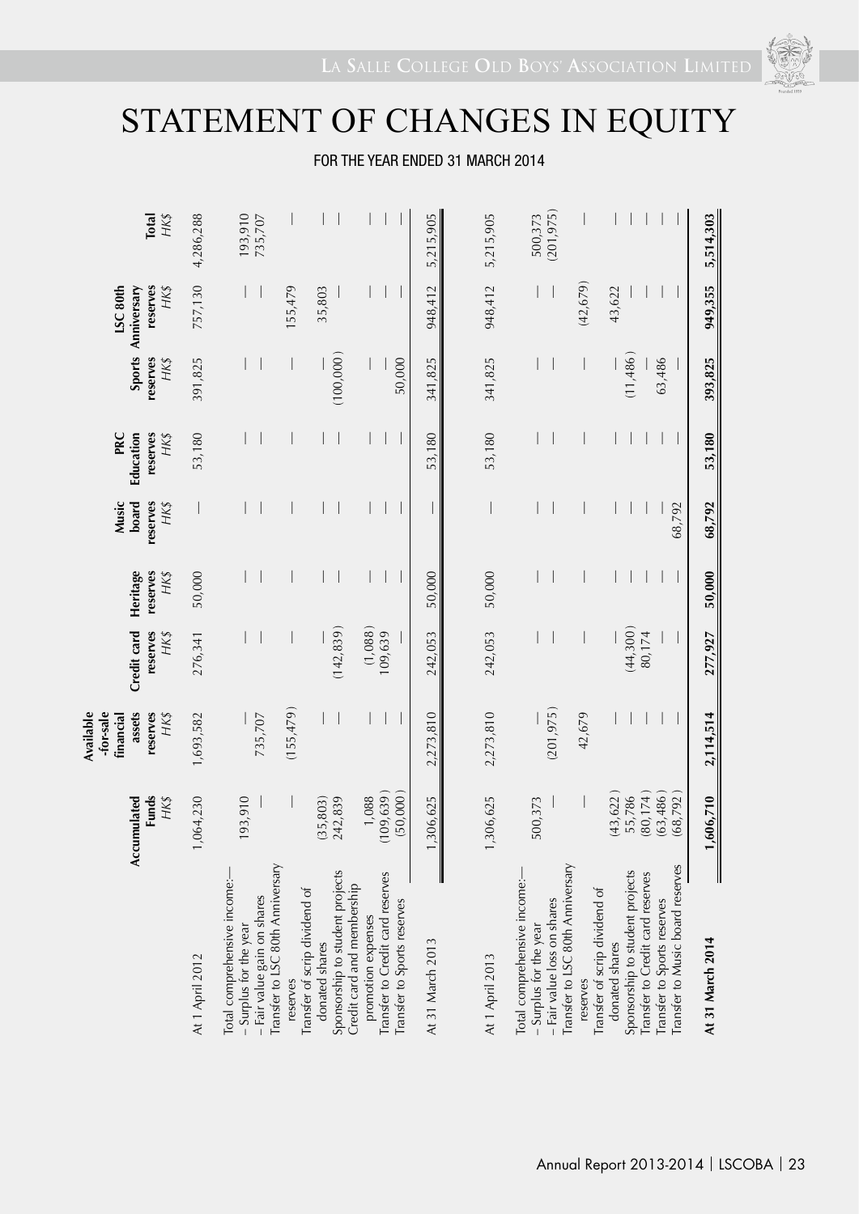# STATEMENT OF CHANGES IN EQUITY

FOR THE YEAR ENDED 31 MARCH 2014

| | Accumulated Funds HK$ | Available-for-sale financial assets reserves HK$ | Credit card reserves HK$ | Heritage reserves HK$ | Music board reserves HK$ | PRC Education reserves HK$ | Sports reserves HK$ | LSC 80th Anniversary reserves HK$ | Total HK$ |
|---|---|---|---|---|---|---|---|---|---|
| At 1 April 2012 | 1,064,230 | 1,693,582 | 276,341 | 50,000 | — | 53,180 | 391,825 | 757,130 | 4,286,288 |
| Total comprehensive income:— | | | | | | | | | |
| – Surplus for the year | 193,910 | — | — | — | — | — | — | — | 193,910 |
| – Fair value gain on shares | — | 735,707 | — | — | — | — | — | — | 735,707 |
| Transfer to LSC 80th Anniversary reserves | — | (155,479) | — | — | — | — | — | 155,479 | — |
| Transfer of scrip dividend of donated shares | (35,803) | — | — | — | — | — | — | 35,803 | — |
| Sponsorship to student projects | 242,839 | — | (142,839) | — | — | — | (100,000) | — | — |
| Credit card and membership promotion expenses | 1,088 | — | (1,088) | — | — | — | — | — | — |
| Transfer to Credit card reserves | (109,639) | — | 109,639 | — | — | — | — | — | — |
| Transfer to Sports reserves | (50,000) | — | — | — | — | — | 50,000 | — | — |
| At 31 March 2013 | 1,306,625 | 2,273,810 | 242,053 | 50,000 | — | 53,180 | 341,825 | 948,412 | 5,215,905 |
| At 1 April 2013 | 1,306,625 | 2,273,810 | 242,053 | 50,000 | — | 53,180 | 341,825 | 948,412 | 5,215,905 |
| Total comprehensive income:— | | | | | | | | | |
| – Surplus for the year | 500,373 | — | — | — | — | — | — | — | 500,373 |
| – Fair value loss on shares | — | (201,975) | — | — | — | — | — | — | (201,975) |
| Transfer to LSC 80th Anniversary reserves | — | 42,679 | — | — | — | — | — | (42,679) | — |
| Transfer of scrip dividend of donated shares | (43,622) | — | — | — | — | — | — | 43,622 | — |
| Sponsorship to student projects | 55,786 | — | (44,300) | — | — | — | (11,486) | — | — |
| Transfer to Credit card reserves | (80,174) | — | 80,174 | — | — | — | — | — | — |
| Transfer to Sports reserves | (63,486) | — | — | — | — | — | 63,486 | — | — |
| Transfer to Music board reserves | (68,792) | — | — | — | 68,792 | — | — | — | — |
| **At 31 March 2014** | **1,606,710** | **2,114,514** | **277,927** | **50,000** | **68,792** | **53,180** | **393,825** | **949,355** | **5,514,303** |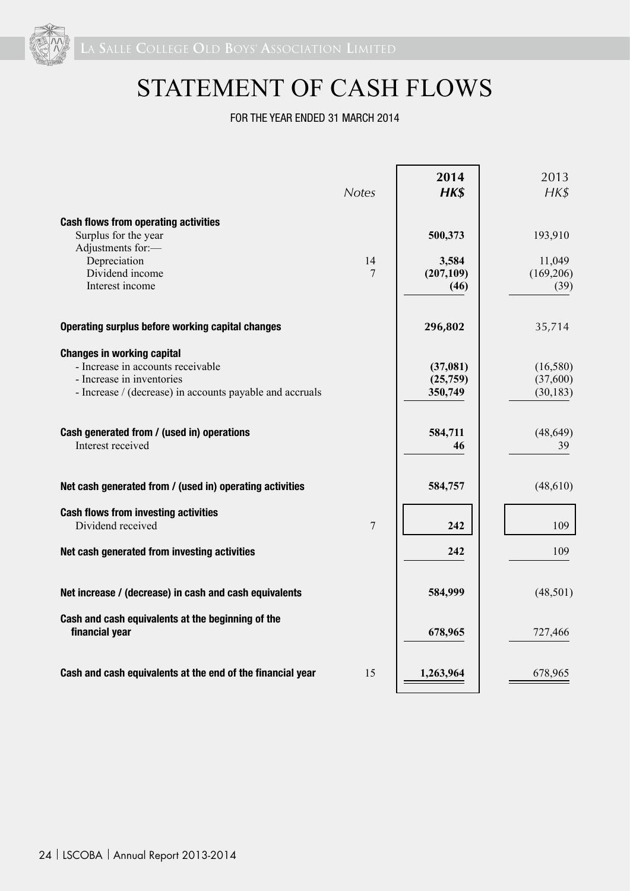# STATEMENT OF CASH FLOWS

FOR THE YEAR ENDED 31 MARCH 2014

| | Notes | 2014 HK$ | 2013 HK$ |
|---|---|---|---|
| **Cash flows from operating activities** | | | |
| Surplus for the year | | **500,373** | 193,910 |
| Adjustments for:— | | | |
| Depreciation | 14 | **3,584** | 11,049 |
| Dividend income | 7 | **(207,109)** | (169,206) |
| Interest income | | **(46)** | (39) |
| **Operating surplus before working capital changes** | | **296,802** | 35,714 |
| **Changes in working capital** | | | |
| - Increase in accounts receivable | | **(37,081)** | (16,580) |
| - Increase in inventories | | **(25,759)** | (37,600) |
| - Increase / (decrease) in accounts payable and accruals | | **350,749** | (30,183) |
| **Cash generated from / (used in) operations** | | **584,711** | (48,649) |
| Interest received | | **46** | 39 |
| **Net cash generated from / (used in) operating activities** | | **584,757** | (48,610) |
| **Cash flows from investing activities** | | | |
| Dividend received | 7 | **242** | 109 |
| **Net cash generated from investing activities** | | **242** | 109 |
| **Net increase / (decrease) in cash and cash equivalents** | | **584,999** | (48,501) |
| **Cash and cash equivalents at the beginning of the financial year** | | **678,965** | 727,466 |
| **Cash and cash equivalents at the end of the financial year** | 15 | **1,263,964** | 678,965 |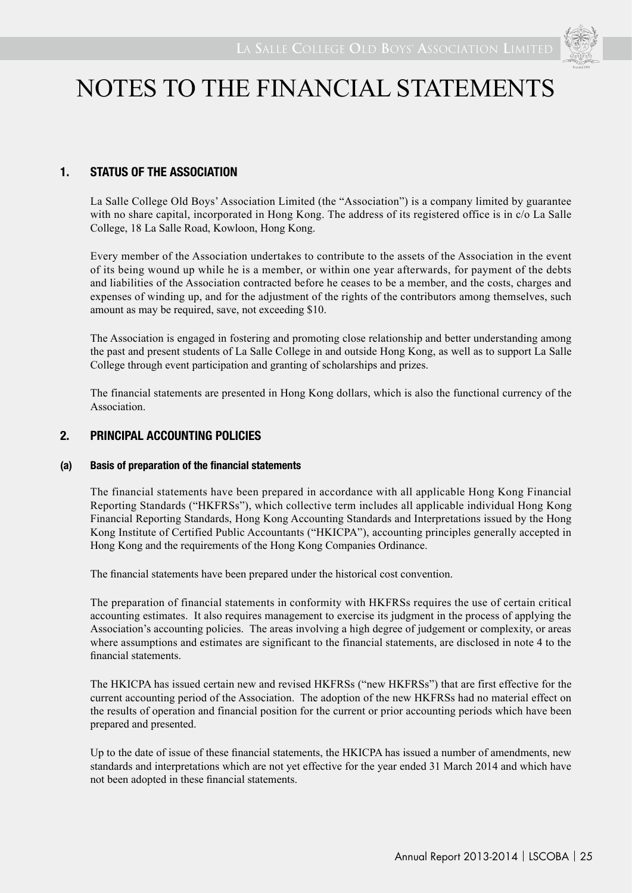# NOTES TO THE FINANCIAL STATEMENTS

## 1. STATUS OF THE ASSOCIATION

La Salle College Old Boys' Association Limited (the "Association") is a company limited by guarantee with no share capital, incorporated in Hong Kong. The address of its registered office is in c/o La Salle College, 18 La Salle Road, Kowloon, Hong Kong.

Every member of the Association undertakes to contribute to the assets of the Association in the event of its being wound up while he is a member, or within one year afterwards, for payment of the debts and liabilities of the Association contracted before he ceases to be a member, and the costs, charges and expenses of winding up, and for the adjustment of the rights of the contributors among themselves, such amount as may be required, save, not exceeding $10.

The Association is engaged in fostering and promoting close relationship and better understanding among the past and present students of La Salle College in and outside Hong Kong, as well as to support La Salle College through event participation and granting of scholarships and prizes.

The financial statements are presented in Hong Kong dollars, which is also the functional currency of the Association.

## 2. PRINCIPAL ACCOUNTING POLICIES

### (a) Basis of preparation of the financial statements

The financial statements have been prepared in accordance with all applicable Hong Kong Financial Reporting Standards ("HKFRSs"), which collective term includes all applicable individual Hong Kong Financial Reporting Standards, Hong Kong Accounting Standards and Interpretations issued by the Hong Kong Institute of Certified Public Accountants ("HKICPA"), accounting principles generally accepted in Hong Kong and the requirements of the Hong Kong Companies Ordinance.

The financial statements have been prepared under the historical cost convention.

The preparation of financial statements in conformity with HKFRSs requires the use of certain critical accounting estimates. It also requires management to exercise its judgment in the process of applying the Association's accounting policies. The areas involving a high degree of judgement or complexity, or areas where assumptions and estimates are significant to the financial statements, are disclosed in note 4 to the financial statements.

The HKICPA has issued certain new and revised HKFRSs ("new HKFRSs") that are first effective for the current accounting period of the Association. The adoption of the new HKFRSs had no material effect on the results of operation and financial position for the current or prior accounting periods which have been prepared and presented.

Up to the date of issue of these financial statements, the HKICPA has issued a number of amendments, new standards and interpretations which are not yet effective for the year ended 31 March 2014 and which have not been adopted in these financial statements.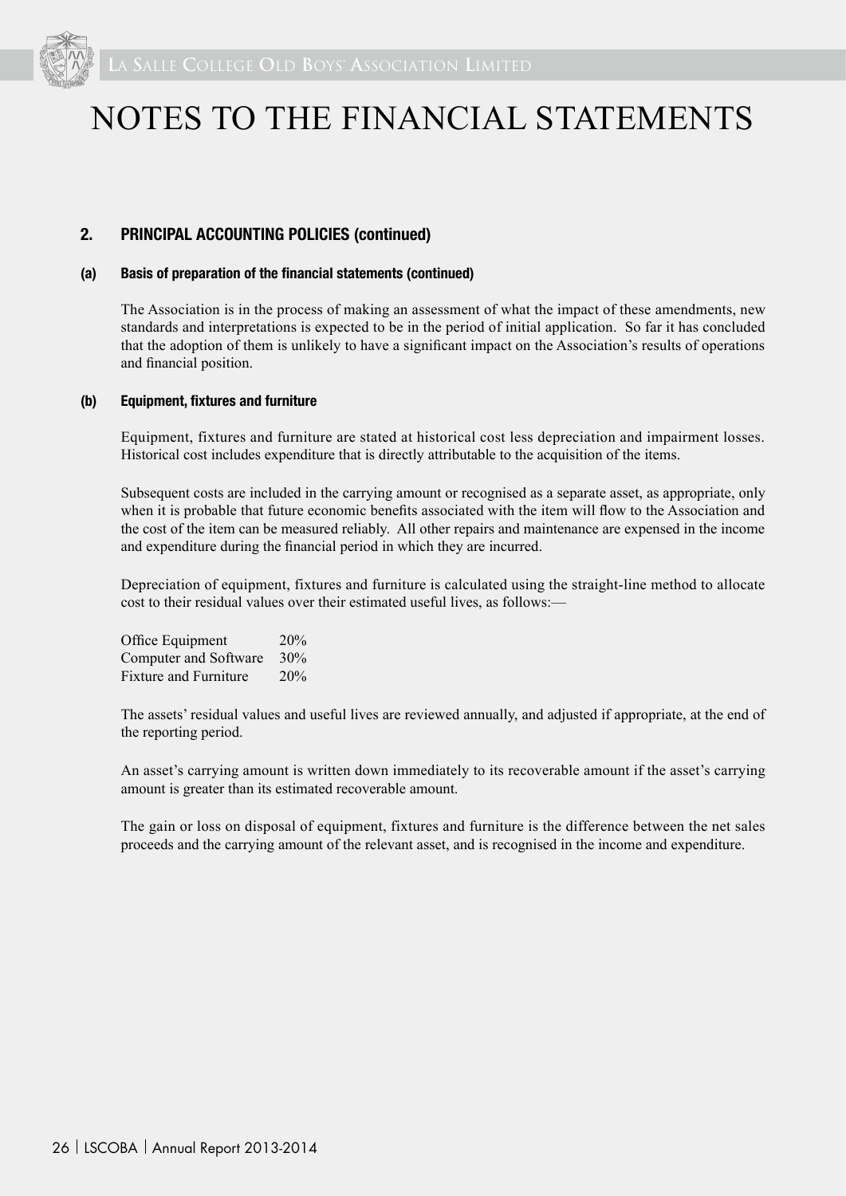# NOTES TO THE FINANCIAL STATEMENTS

## 2. PRINCIPAL ACCOUNTING POLICIES (continued)

### (a) Basis of preparation of the financial statements (continued)

The Association is in the process of making an assessment of what the impact of these amendments, new standards and interpretations is expected to be in the period of initial application. So far it has concluded that the adoption of them is unlikely to have a significant impact on the Association's results of operations and financial position.

### (b) Equipment, fixtures and furniture

Equipment, fixtures and furniture are stated at historical cost less depreciation and impairment losses. Historical cost includes expenditure that is directly attributable to the acquisition of the items.

Subsequent costs are included in the carrying amount or recognised as a separate asset, as appropriate, only when it is probable that future economic benefits associated with the item will flow to the Association and the cost of the item can be measured reliably. All other repairs and maintenance are expensed in the income and expenditure during the financial period in which they are incurred.

Depreciation of equipment, fixtures and furniture is calculated using the straight-line method to allocate cost to their residual values over their estimated useful lives, as follows:—

| | |
|---|---|
| Office Equipment | 20% |
| Computer and Software | 30% |
| Fixture and Furniture | 20% |

The assets' residual values and useful lives are reviewed annually, and adjusted if appropriate, at the end of the reporting period.

An asset's carrying amount is written down immediately to its recoverable amount if the asset's carrying amount is greater than its estimated recoverable amount.

The gain or loss on disposal of equipment, fixtures and furniture is the difference between the net sales proceeds and the carrying amount of the relevant asset, and is recognised in the income and expenditure.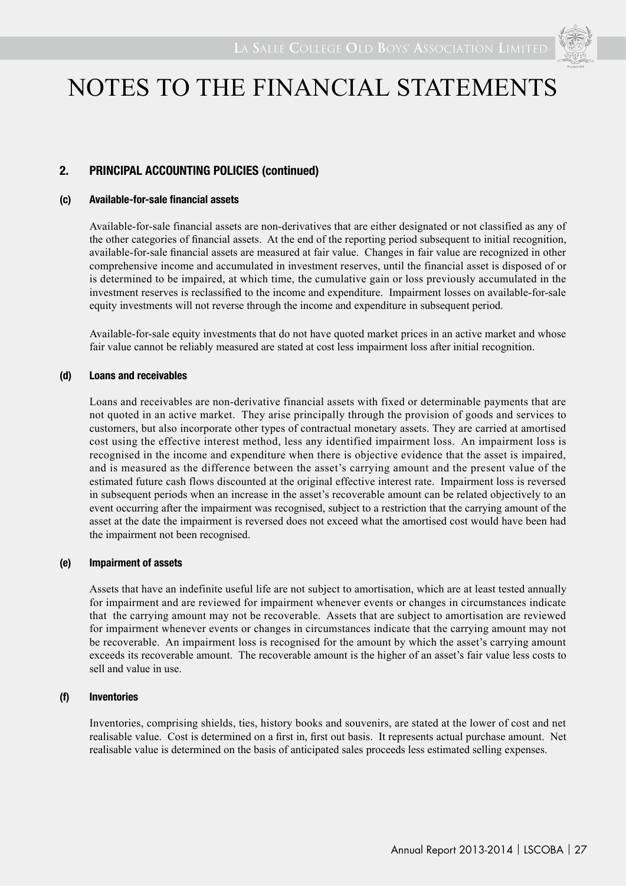# NOTES TO THE FINANCIAL STATEMENTS

## 2. PRINCIPAL ACCOUNTING POLICIES (continued)

### (c) Available-for-sale financial assets

Available-for-sale financial assets are non-derivatives that are either designated or not classified as any of the other categories of financial assets. At the end of the reporting period subsequent to initial recognition, available-for-sale financial assets are measured at fair value. Changes in fair value are recognized in other comprehensive income and accumulated in investment reserves, until the financial asset is disposed of or is determined to be impaired, at which time, the cumulative gain or loss previously accumulated in the investment reserves is reclassified to the income and expenditure. Impairment losses on available-for-sale equity investments will not reverse through the income and expenditure in subsequent period.

Available-for-sale equity investments that do not have quoted market prices in an active market and whose fair value cannot be reliably measured are stated at cost less impairment loss after initial recognition.

### (d) Loans and receivables

Loans and receivables are non-derivative financial assets with fixed or determinable payments that are not quoted in an active market. They arise principally through the provision of goods and services to customers, but also incorporate other types of contractual monetary assets. They are carried at amortised cost using the effective interest method, less any identified impairment loss. An impairment loss is recognised in the income and expenditure when there is objective evidence that the asset is impaired, and is measured as the difference between the asset's carrying amount and the present value of the estimated future cash flows discounted at the original effective interest rate. Impairment loss is reversed in subsequent periods when an increase in the asset's recoverable amount can be related objectively to an event occurring after the impairment was recognised, subject to a restriction that the carrying amount of the asset at the date the impairment is reversed does not exceed what the amortised cost would have been had the impairment not been recognised.

### (e) Impairment of assets

Assets that have an indefinite useful life are not subject to amortisation, which are at least tested annually for impairment and are reviewed for impairment whenever events or changes in circumstances indicate that the carrying amount may not be recoverable. Assets that are subject to amortisation are reviewed for impairment whenever events or changes in circumstances indicate that the carrying amount may not be recoverable. An impairment loss is recognised for the amount by which the asset's carrying amount exceeds its recoverable amount. The recoverable amount is the higher of an asset's fair value less costs to sell and value in use.

### (f) Inventories

Inventories, comprising shields, ties, history books and souvenirs, are stated at the lower of cost and net realisable value. Cost is determined on a first in, first out basis. It represents actual purchase amount. Net realisable value is determined on the basis of anticipated sales proceeds less estimated selling expenses.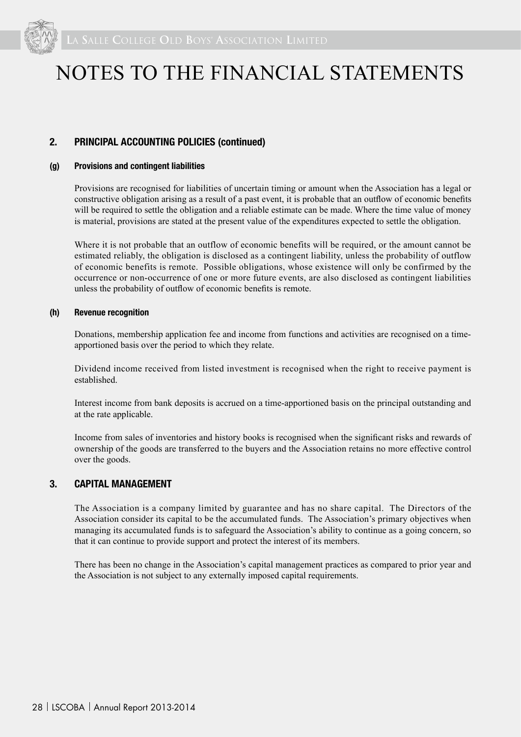# NOTES TO THE FINANCIAL STATEMENTS

## 2. PRINCIPAL ACCOUNTING POLICIES (continued)

### (g) Provisions and contingent liabilities

Provisions are recognised for liabilities of uncertain timing or amount when the Association has a legal or constructive obligation arising as a result of a past event, it is probable that an outflow of economic benefits will be required to settle the obligation and a reliable estimate can be made. Where the time value of money is material, provisions are stated at the present value of the expenditures expected to settle the obligation.

Where it is not probable that an outflow of economic benefits will be required, or the amount cannot be estimated reliably, the obligation is disclosed as a contingent liability, unless the probability of outflow of economic benefits is remote. Possible obligations, whose existence will only be confirmed by the occurrence or non-occurrence of one or more future events, are also disclosed as contingent liabilities unless the probability of outflow of economic benefits is remote.

### (h) Revenue recognition

Donations, membership application fee and income from functions and activities are recognised on a time-apportioned basis over the period to which they relate.

Dividend income received from listed investment is recognised when the right to receive payment is established.

Interest income from bank deposits is accrued on a time-apportioned basis on the principal outstanding and at the rate applicable.

Income from sales of inventories and history books is recognised when the significant risks and rewards of ownership of the goods are transferred to the buyers and the Association retains no more effective control over the goods.

## 3. CAPITAL MANAGEMENT

The Association is a company limited by guarantee and has no share capital. The Directors of the Association consider its capital to be the accumulated funds. The Association's primary objectives when managing its accumulated funds is to safeguard the Association's ability to continue as a going concern, so that it can continue to provide support and protect the interest of its members.

There has been no change in the Association's capital management practices as compared to prior year and the Association is not subject to any externally imposed capital requirements.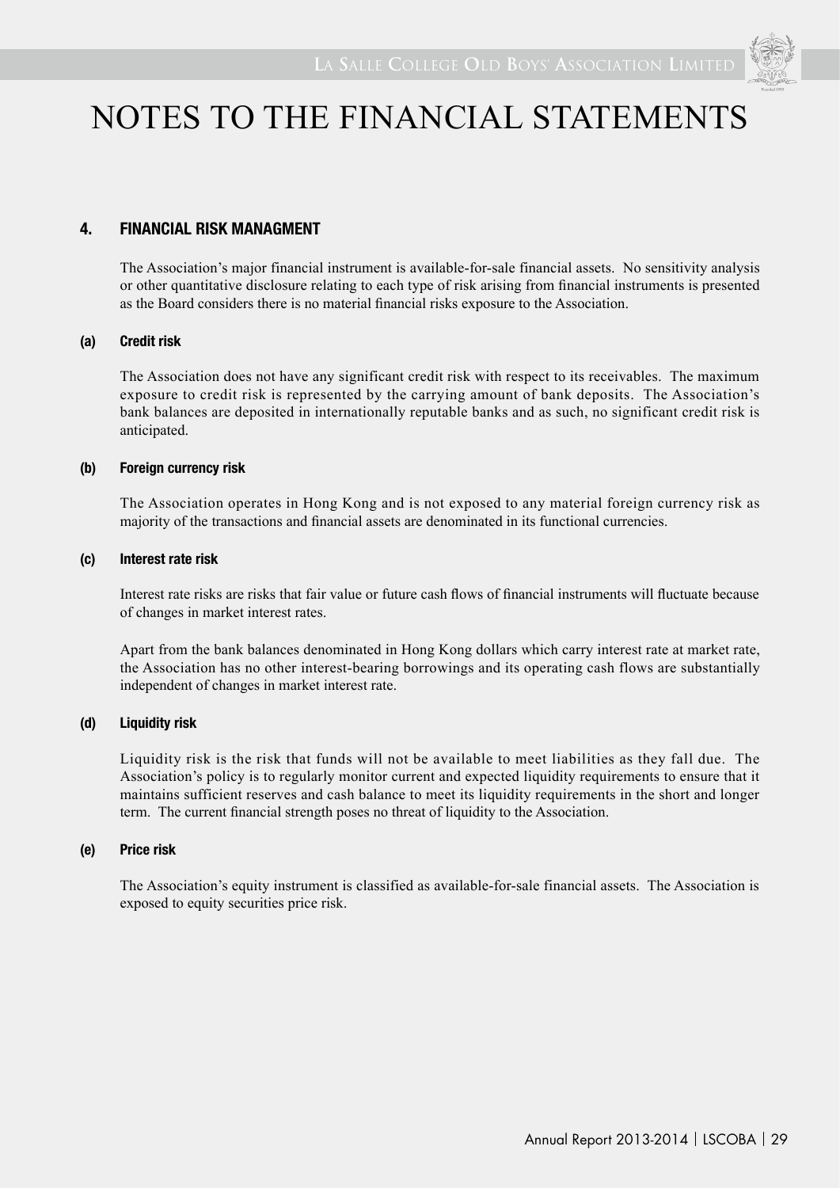# NOTES TO THE FINANCIAL STATEMENTS

## 4. FINANCIAL RISK MANAGMENT

The Association's major financial instrument is available-for-sale financial assets. No sensitivity analysis or other quantitative disclosure relating to each type of risk arising from financial instruments is presented as the Board considers there is no material financial risks exposure to the Association.

### (a) Credit risk

The Association does not have any significant credit risk with respect to its receivables. The maximum exposure to credit risk is represented by the carrying amount of bank deposits. The Association's bank balances are deposited in internationally reputable banks and as such, no significant credit risk is anticipated.

### (b) Foreign currency risk

The Association operates in Hong Kong and is not exposed to any material foreign currency risk as majority of the transactions and financial assets are denominated in its functional currencies.

### (c) Interest rate risk

Interest rate risks are risks that fair value or future cash flows of financial instruments will fluctuate because of changes in market interest rates.

Apart from the bank balances denominated in Hong Kong dollars which carry interest rate at market rate, the Association has no other interest-bearing borrowings and its operating cash flows are substantially independent of changes in market interest rate.

### (d) Liquidity risk

Liquidity risk is the risk that funds will not be available to meet liabilities as they fall due. The Association's policy is to regularly monitor current and expected liquidity requirements to ensure that it maintains sufficient reserves and cash balance to meet its liquidity requirements in the short and longer term. The current financial strength poses no threat of liquidity to the Association.

### (e) Price risk

The Association's equity instrument is classified as available-for-sale financial assets. The Association is exposed to equity securities price risk.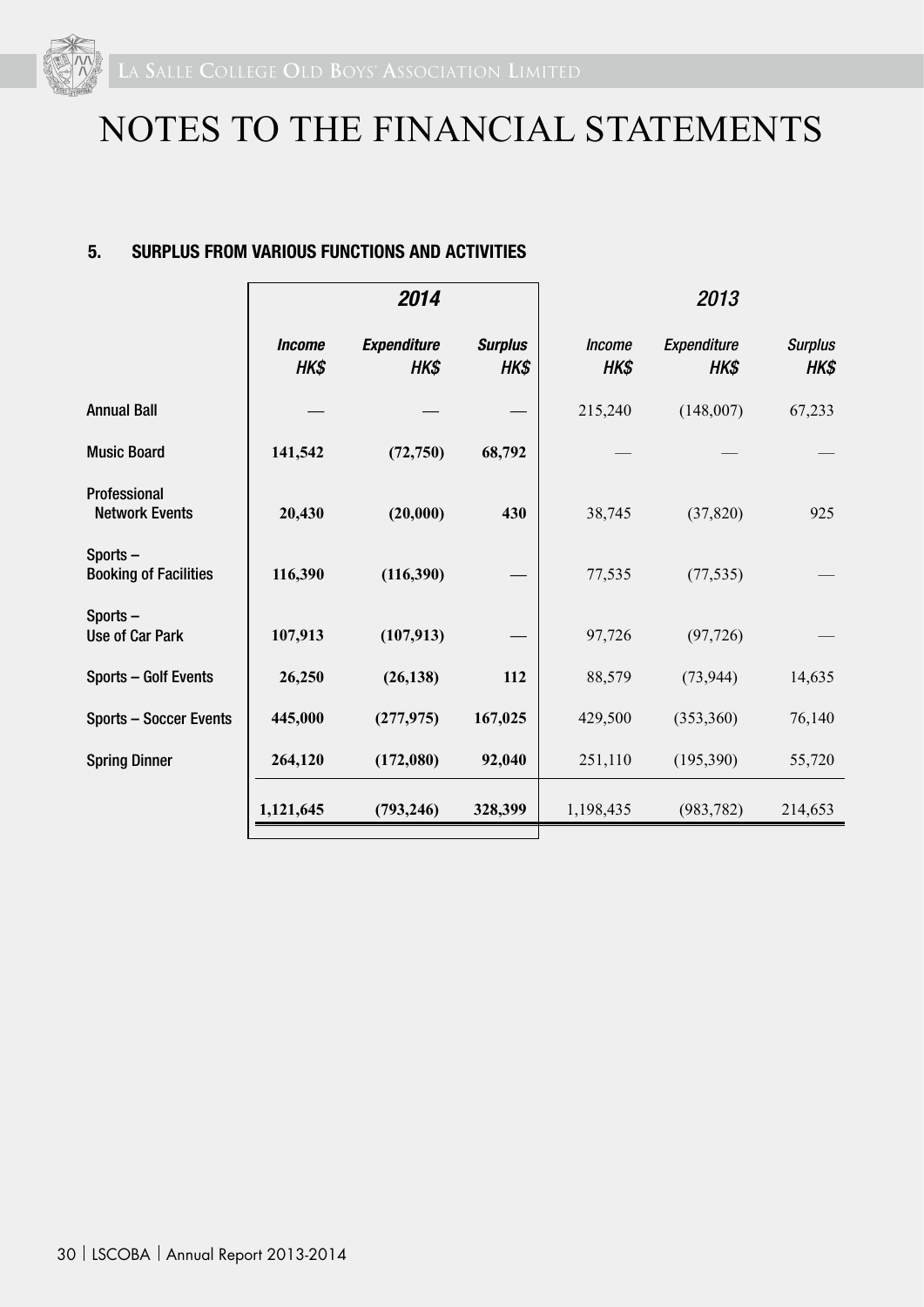# NOTES TO THE FINANCIAL STATEMENTS

### 5. SURPLUS FROM VARIOUS FUNCTIONS AND ACTIVITIES

| | 2014 | | | 2013 | | |
|---|---|---|---|---|---|---|
| | *Income HK$* | *Expenditure HK$* | *Surplus HK$* | *Income HK$* | *Expenditure HK$* | *Surplus HK$* |
| Annual Ball | — | — | — | 215,240 | (148,007) | 67,233 |
| Music Board | **141,542** | **(72,750)** | **68,792** | — | — | — |
| Professional Network Events | **20,430** | **(20,000)** | **430** | 38,745 | (37,820) | 925 |
| Sports – Booking of Facilities | **116,390** | **(116,390)** | — | 77,535 | (77,535) | — |
| Sports – Use of Car Park | **107,913** | **(107,913)** | — | 97,726 | (97,726) | — |
| Sports – Golf Events | **26,250** | **(26,138)** | **112** | 88,579 | (73,944) | 14,635 |
| Sports – Soccer Events | **445,000** | **(277,975)** | **167,025** | 429,500 | (353,360) | 76,140 |
| Spring Dinner | **264,120** | **(172,080)** | **92,040** | 251,110 | (195,390) | 55,720 |
| | **1,121,645** | **(793,246)** | **328,399** | 1,198,435 | (983,782) | 214,653 |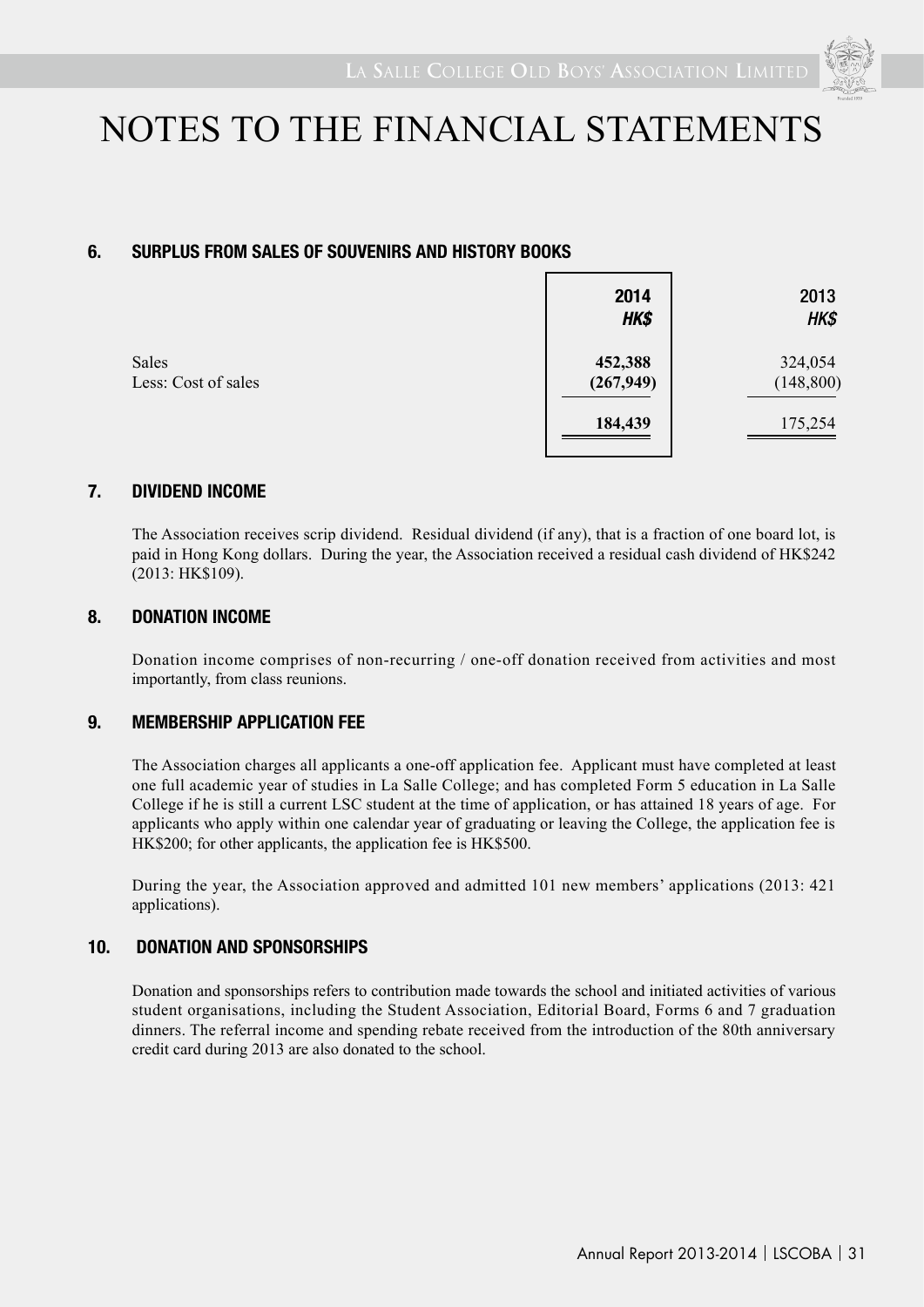# NOTES TO THE FINANCIAL STATEMENTS

### 6. SURPLUS FROM SALES OF SOUVENIRS AND HISTORY BOOKS

| | **2014** | 2013 |
|---|---|---|
| | ***HK$*** | ***HK$*** |
| Sales | **452,388** | 324,054 |
| Less: Cost of sales | **(267,949)** | (148,800) |
| | **184,439** | 175,254 |

### 7. DIVIDEND INCOME

The Association receives scrip dividend. Residual dividend (if any), that is a fraction of one board lot, is paid in Hong Kong dollars. During the year, the Association received a residual cash dividend of HK$242 (2013: HK$109).

### 8. DONATION INCOME

Donation income comprises of non-recurring / one-off donation received from activities and most importantly, from class reunions.

### 9. MEMBERSHIP APPLICATION FEE

The Association charges all applicants a one-off application fee. Applicant must have completed at least one full academic year of studies in La Salle College; and has completed Form 5 education in La Salle College if he is still a current LSC student at the time of application, or has attained 18 years of age. For applicants who apply within one calendar year of graduating or leaving the College, the application fee is HK$200; for other applicants, the application fee is HK$500.

During the year, the Association approved and admitted 101 new members' applications (2013: 421 applications).

### 10. DONATION AND SPONSORSHIPS

Donation and sponsorships refers to contribution made towards the school and initiated activities of various student organisations, including the Student Association, Editorial Board, Forms 6 and 7 graduation dinners. The referral income and spending rebate received from the introduction of the 80th anniversary credit card during 2013 are also donated to the school.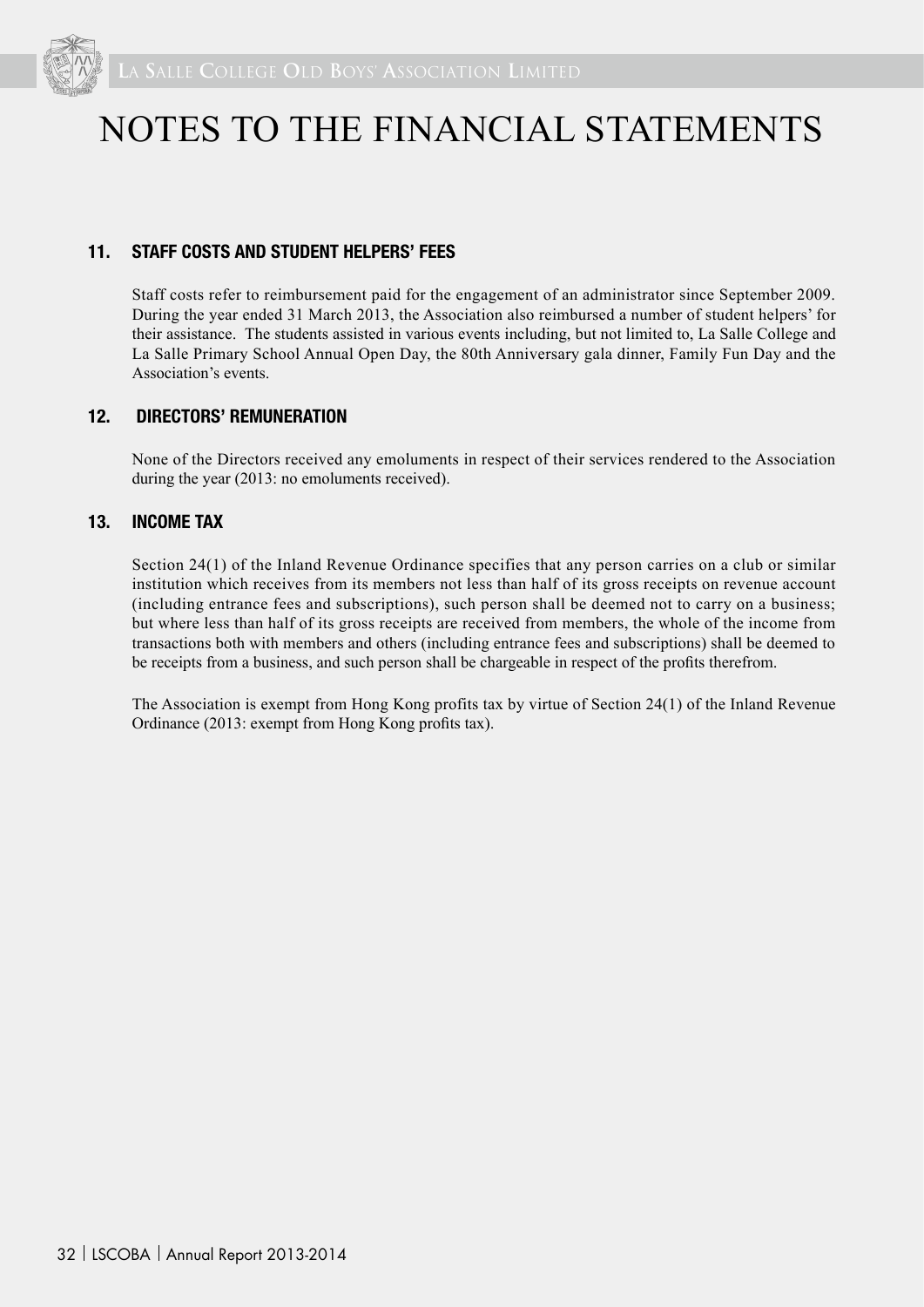# NOTES TO THE FINANCIAL STATEMENTS

## 11. STAFF COSTS AND STUDENT HELPERS' FEES

Staff costs refer to reimbursement paid for the engagement of an administrator since September 2009. During the year ended 31 March 2013, the Association also reimbursed a number of student helpers' for their assistance. The students assisted in various events including, but not limited to, La Salle College and La Salle Primary School Annual Open Day, the 80th Anniversary gala dinner, Family Fun Day and the Association's events.

## 12. DIRECTORS' REMUNERATION

None of the Directors received any emoluments in respect of their services rendered to the Association during the year (2013: no emoluments received).

## 13. INCOME TAX

Section 24(1) of the Inland Revenue Ordinance specifies that any person carries on a club or similar institution which receives from its members not less than half of its gross receipts on revenue account (including entrance fees and subscriptions), such person shall be deemed not to carry on a business; but where less than half of its gross receipts are received from members, the whole of the income from transactions both with members and others (including entrance fees and subscriptions) shall be deemed to be receipts from a business, and such person shall be chargeable in respect of the profits therefrom.

The Association is exempt from Hong Kong profits tax by virtue of Section 24(1) of the Inland Revenue Ordinance (2013: exempt from Hong Kong profits tax).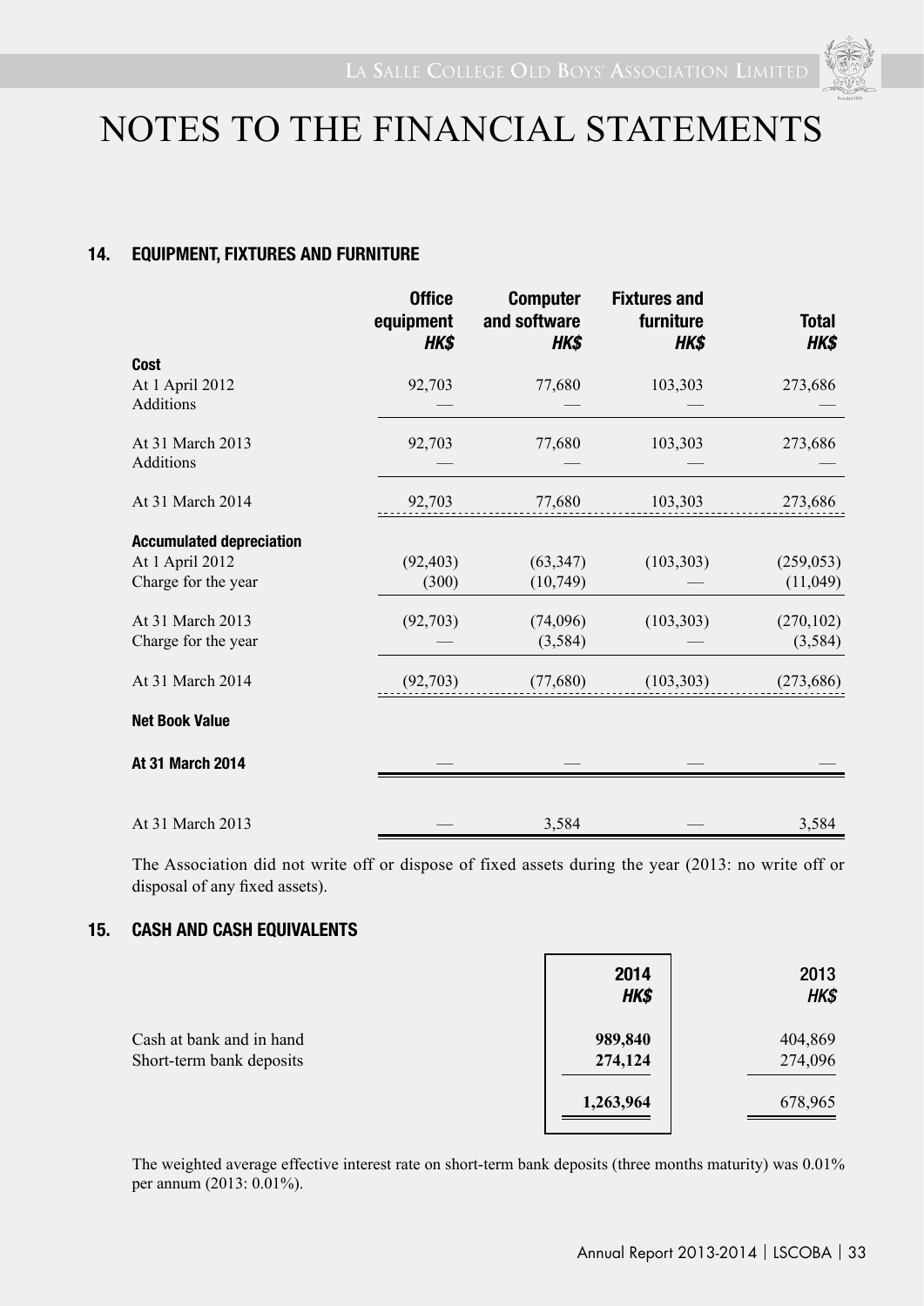# NOTES TO THE FINANCIAL STATEMENTS

## 14. EQUIPMENT, FIXTURES AND FURNITURE

| | Office equipment *HK$* | Computer and software *HK$* | Fixtures and furniture *HK$* | Total *HK$* |
|---|---|---|---|---|
| **Cost** | | | | |
| At 1 April 2012 | 92,703 | 77,680 | 103,303 | 273,686 |
| Additions | — | — | — | — |
| At 31 March 2013 | 92,703 | 77,680 | 103,303 | 273,686 |
| Additions | — | — | — | — |
| At 31 March 2014 | 92,703 | 77,680 | 103,303 | 273,686 |
| **Accumulated depreciation** | | | | |
| At 1 April 2012 | (92,403) | (63,347) | (103,303) | (259,053) |
| Charge for the year | (300) | (10,749) | — | (11,049) |
| At 31 March 2013 | (92,703) | (74,096) | (103,303) | (270,102) |
| Charge for the year | — | (3,584) | — | (3,584) |
| At 31 March 2014 | (92,703) | (77,680) | (103,303) | (273,686) |
| **Net Book Value** | | | | |
| **At 31 March 2014** | — | — | — | — |
| At 31 March 2013 | — | 3,584 | — | 3,584 |

The Association did not write off or dispose of fixed assets during the year (2013: no write off or disposal of any fixed assets).

## 15. CASH AND CASH EQUIVALENTS

| | **2014** *HK$* | 2013 *HK$* |
|---|---|---|
| Cash at bank and in hand | **989,840** | 404,869 |
| Short-term bank deposits | **274,124** | 274,096 |
| | **1,263,964** | 678,965 |

The weighted average effective interest rate on short-term bank deposits (three months maturity) was 0.01% per annum (2013: 0.01%).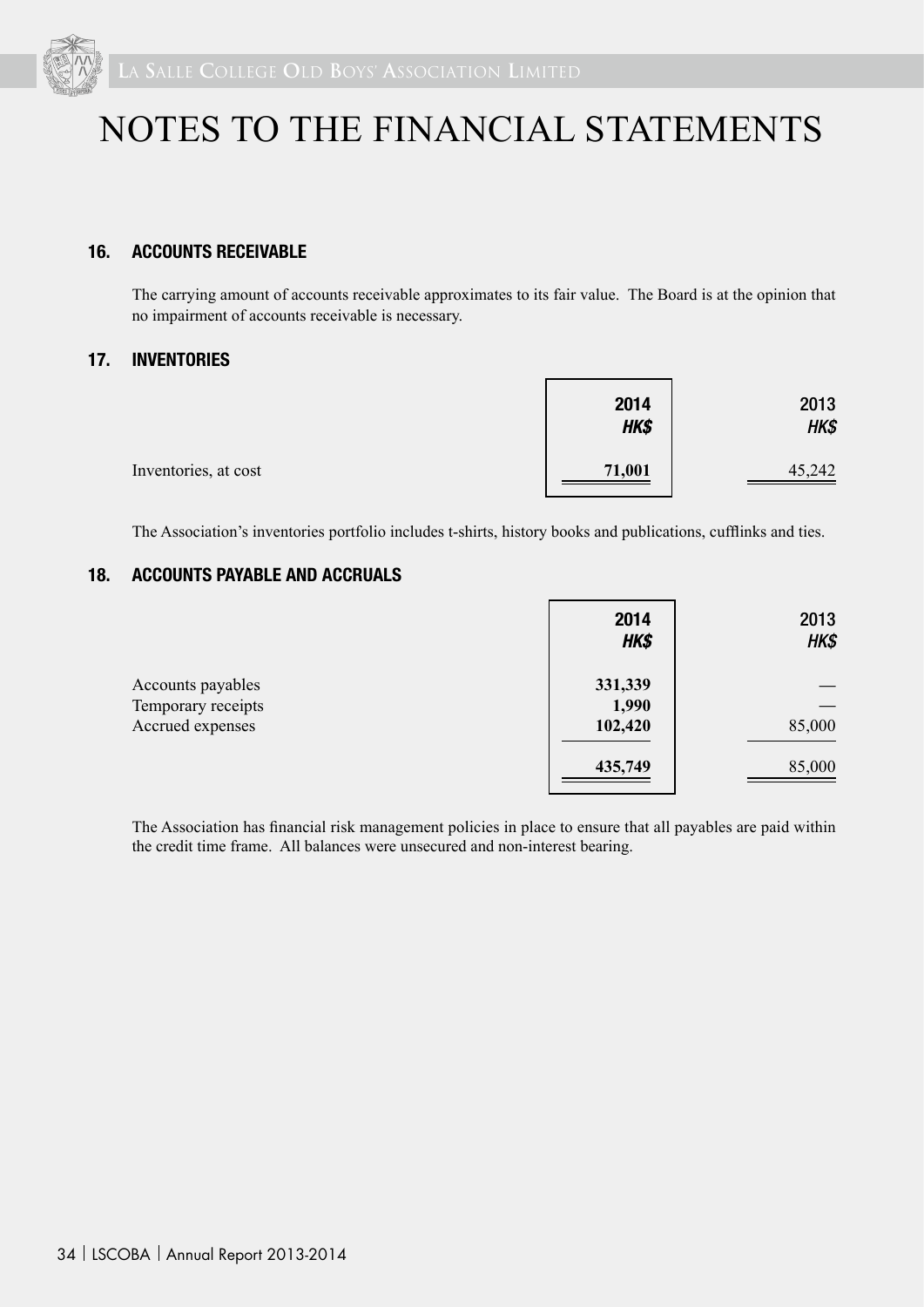# NOTES TO THE FINANCIAL STATEMENTS

## 16. ACCOUNTS RECEIVABLE

The carrying amount of accounts receivable approximates to its fair value. The Board is at the opinion that no impairment of accounts receivable is necessary.

## 17. INVENTORIES

| | 2014 *HK$* | 2013 *HK$* |
|---|---|---|
| Inventories, at cost | **71,001** | 45,242 |

The Association's inventories portfolio includes t-shirts, history books and publications, cufflinks and ties.

## 18. ACCOUNTS PAYABLE AND ACCRUALS

| | 2014 *HK$* | 2013 *HK$* |
|---|---|---|
| Accounts payables | **331,339** | — |
| Temporary receipts | **1,990** | — |
| Accrued expenses | **102,420** | 85,000 |
| | **435,749** | 85,000 |

The Association has financial risk management policies in place to ensure that all payables are paid within the credit time frame. All balances were unsecured and non-interest bearing.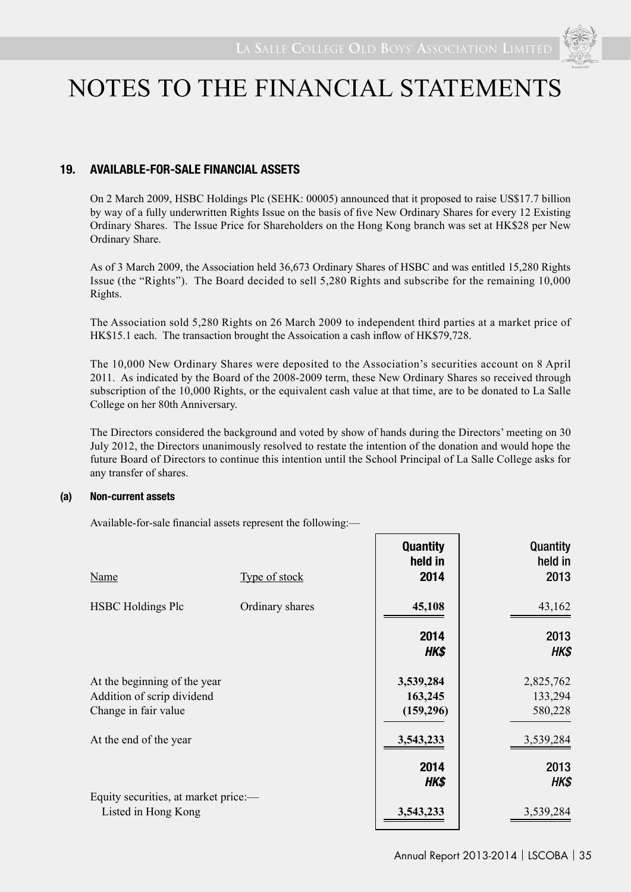# NOTES TO THE FINANCIAL STATEMENTS

## 19. AVAILABLE-FOR-SALE FINANCIAL ASSETS

On 2 March 2009, HSBC Holdings Plc (SEHK: 00005) announced that it proposed to raise US$17.7 billion by way of a fully underwritten Rights Issue on the basis of five New Ordinary Shares for every 12 Existing Ordinary Shares. The Issue Price for Shareholders on the Hong Kong branch was set at HK$28 per New Ordinary Share.

As of 3 March 2009, the Association held 36,673 Ordinary Shares of HSBC and was entitled 15,280 Rights Issue (the "Rights"). The Board decided to sell 5,280 Rights and subscribe for the remaining 10,000 Rights.

The Association sold 5,280 Rights on 26 March 2009 to independent third parties at a market price of HK$15.1 each. The transaction brought the Assoication a cash inflow of HK$79,728.

The 10,000 New Ordinary Shares were deposited to the Association's securities account on 8 April 2011. As indicated by the Board of the 2008-2009 term, these New Ordinary Shares so received through subscription of the 10,000 Rights, or the equivalent cash value at that time, are to be donated to La Salle College on her 80th Anniversary.

The Directors considered the background and voted by show of hands during the Directors' meeting on 30 July 2012, the Directors unanimously resolved to restate the intention of the donation and would hope the future Board of Directors to continue this intention until the School Principal of La Salle College asks for any transfer of shares.

### (a) Non-current assets

Available-for-sale financial assets represent the following:—

| Name | Type of stock | Quantity held in 2014 | Quantity held in 2013 |
|---|---|---|---|
| HSBC Holdings Plc | Ordinary shares | **45,108** | 43,162 |

| | 2014 HK$ | 2013 HK$ |
|---|---|---|
| At the beginning of the year | **3,539,284** | 2,825,762 |
| Addition of scrip dividend | **163,245** | 133,294 |
| Change in fair value | **(159,296)** | 580,228 |
| At the end of the year | **3,543,233** | 3,539,284 |

| | 2014 HK$ | 2013 HK$ |
|---|---|---|
| Equity securities, at market price:— | | |
| Listed in Hong Kong | **3,543,233** | 3,539,284 |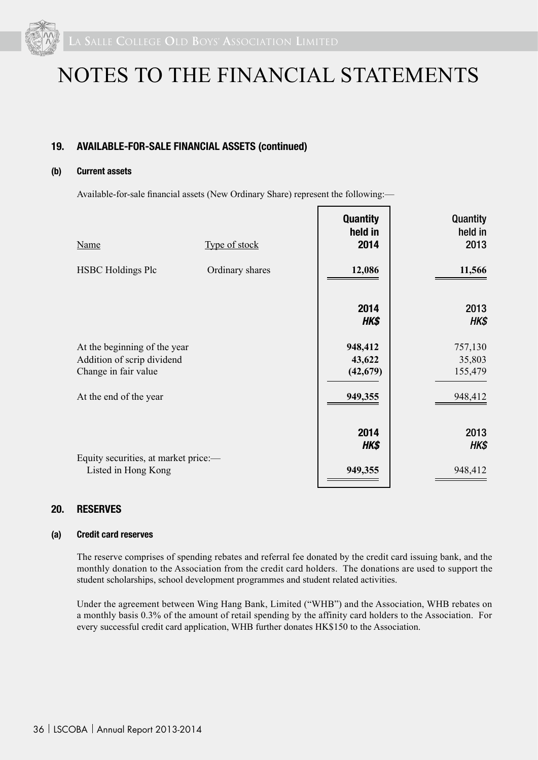# NOTES TO THE FINANCIAL STATEMENTS

## 19. AVAILABLE-FOR-SALE FINANCIAL ASSETS (continued)

### (b) Current assets

Available-for-sale financial assets (New Ordinary Share) represent the following:—

| Name | Type of stock | Quantity held in 2014 | Quantity held in 2013 |
|---|---|---|---|
| HSBC Holdings Plc | Ordinary shares | **12,086** | **11,566** |

| | 2014 HK$ | 2013 HK$ |
|---|---|---|
| At the beginning of the year | **948,412** | 757,130 |
| Addition of scrip dividend | **43,622** | 35,803 |
| Change in fair value | **(42,679)** | 155,479 |
| At the end of the year | **949,355** | 948,412 |

| | 2014 HK$ | 2013 HK$ |
|---|---|---|
| Equity securities, at market price:— | | |
| Listed in Hong Kong | **949,355** | 948,412 |

## 20. RESERVES

### (a) Credit card reserves

The reserve comprises of spending rebates and referral fee donated by the credit card issuing bank, and the monthly donation to the Association from the credit card holders. The donations are used to support the student scholarships, school development programmes and student related activities.

Under the agreement between Wing Hang Bank, Limited ("WHB") and the Association, WHB rebates on a monthly basis 0.3% of the amount of retail spending by the affinity card holders to the Association. For every successful credit card application, WHB further donates HK$150 to the Association.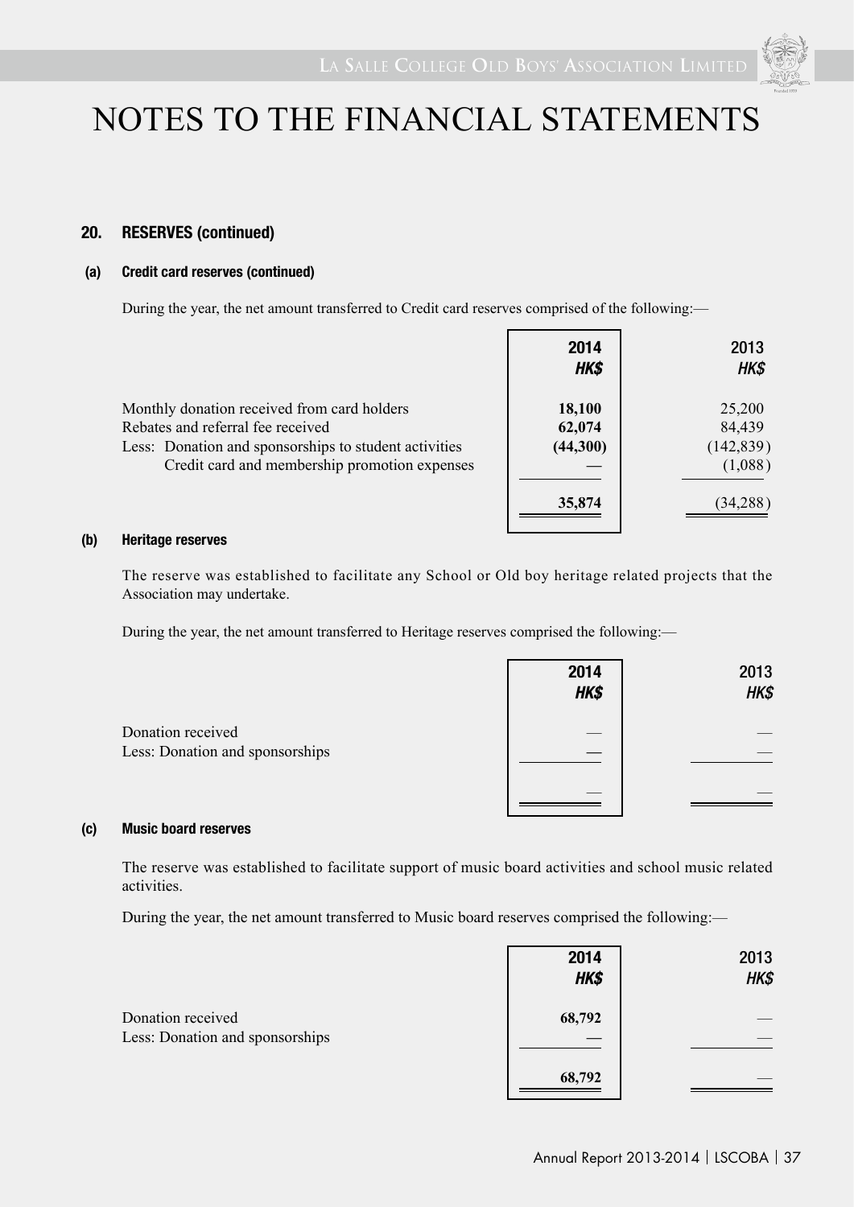# NOTES TO THE FINANCIAL STATEMENTS

## 20. RESERVES (continued)

### (a) Credit card reserves (continued)

During the year, the net amount transferred to Credit card reserves comprised of the following:—

| | 2014 HK$ | 2013 HK$ |
|---|---|---|
| Monthly donation received from card holders | **18,100** | 25,200 |
| Rebates and referral fee received | **62,074** | 84,439 |
| Less: Donation and sponsorships to student activities | **(44,300)** | (142,839) |
| Credit card and membership promotion expenses | **—** | (1,088) |
| | **35,874** | (34,288) |

### (b) Heritage reserves

The reserve was established to facilitate any School or Old boy heritage related projects that the Association may undertake.

During the year, the net amount transferred to Heritage reserves comprised the following:—

| | 2014 HK$ | 2013 HK$ |
|---|---|---|
| Donation received | — | — |
| Less: Donation and sponsorships | **—** | — |
| | — | — |

### (c) Music board reserves

The reserve was established to facilitate support of music board activities and school music related activities.

During the year, the net amount transferred to Music board reserves comprised the following:—

| | 2014 HK$ | 2013 HK$ |
|---|---|---|
| Donation received | **68,792** | — |
| Less: Donation and sponsorships | **—** | — |
| | **68,792** | — |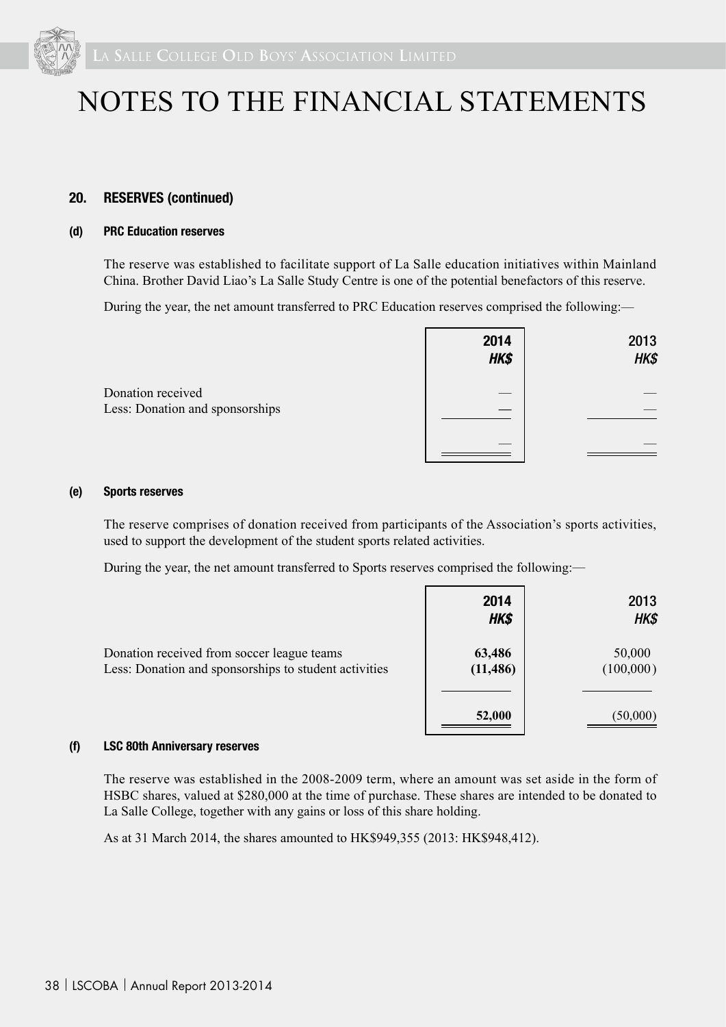# NOTES TO THE FINANCIAL STATEMENTS

## 20. RESERVES (continued)

### (d) PRC Education reserves

The reserve was established to facilitate support of La Salle education initiatives within Mainland China. Brother David Liao's La Salle Study Centre is one of the potential benefactors of this reserve.

During the year, the net amount transferred to PRC Education reserves comprised the following:—

| | **2014** | 2013 |
|---|---|---|
| | ***HK$*** | ***HK$*** |
| Donation received | — | — |
| Less: Donation and sponsorships | — | — |
| | — | — |

### (e) Sports reserves

The reserve comprises of donation received from participants of the Association's sports activities, used to support the development of the student sports related activities.

During the year, the net amount transferred to Sports reserves comprised the following:—

| | **2014** | 2013 |
|---|---|---|
| | ***HK$*** | ***HK$*** |
| Donation received from soccer league teams | **63,486** | 50,000 |
| Less: Donation and sponsorships to student activities | **(11,486)** | (100,000) |
| | **52,000** | (50,000) |

### (f) LSC 80th Anniversary reserves

The reserve was established in the 2008-2009 term, where an amount was set aside in the form of HSBC shares, valued at $280,000 at the time of purchase. These shares are intended to be donated to La Salle College, together with any gains or loss of this share holding.

As at 31 March 2014, the shares amounted to HK$949,355 (2013: HK$948,412).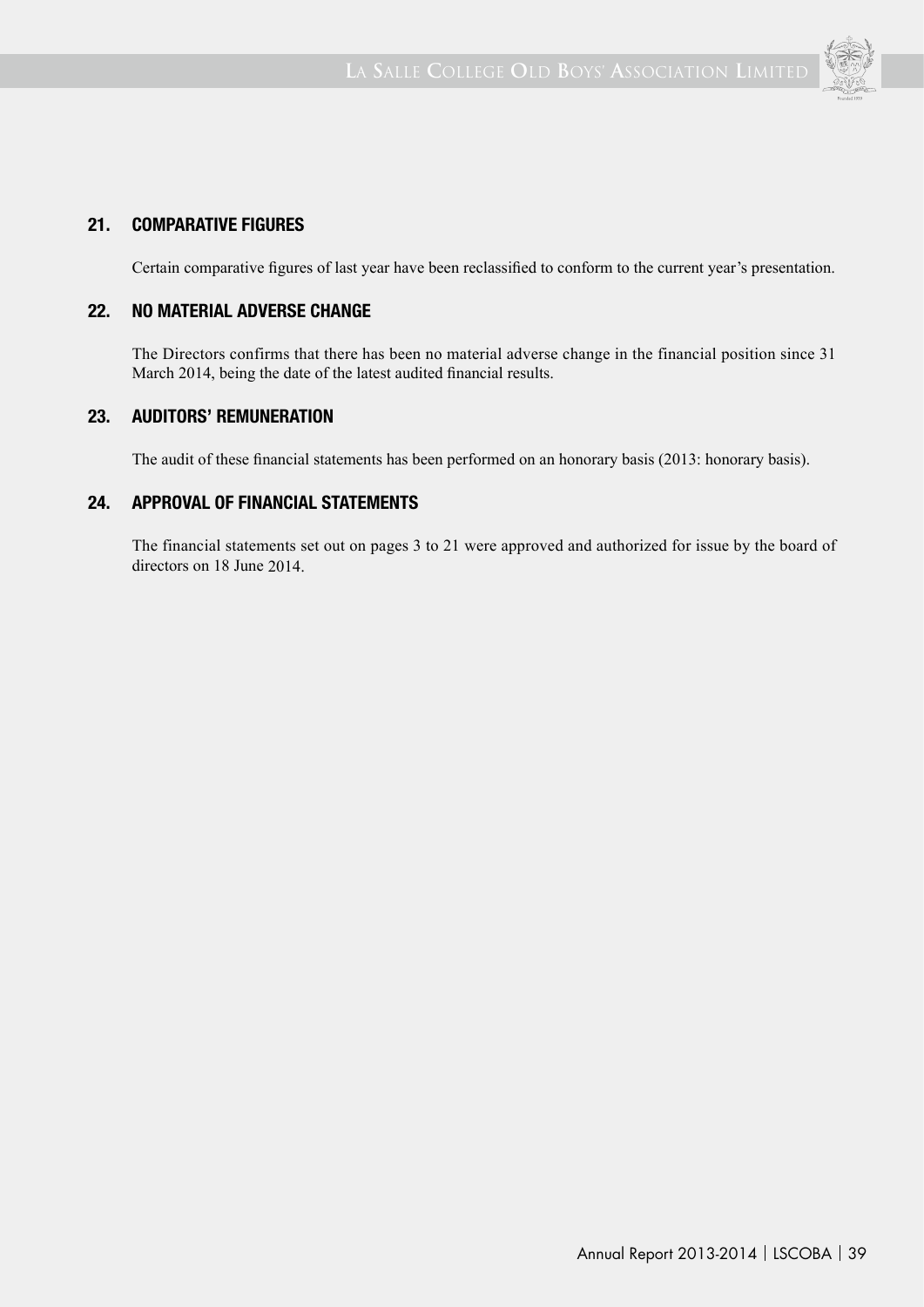## 21. COMPARATIVE FIGURES

Certain comparative figures of last year have been reclassified to conform to the current year's presentation.

## 22. NO MATERIAL ADVERSE CHANGE

The Directors confirms that there has been no material adverse change in the financial position since 31 March 2014, being the date of the latest audited financial results.

## 23. AUDITORS' REMUNERATION

The audit of these financial statements has been performed on an honorary basis (2013: honorary basis).

## 24. APPROVAL OF FINANCIAL STATEMENTS

The financial statements set out on pages 3 to 21 were approved and authorized for issue by the board of directors on 18 June 2014.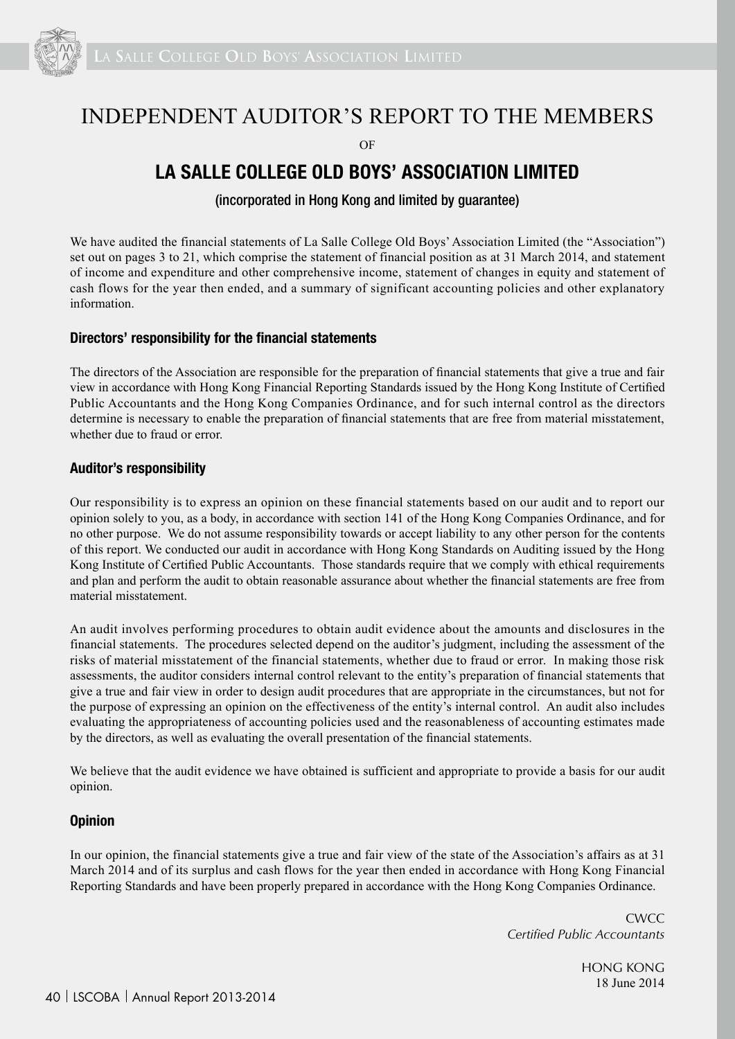# INDEPENDENT AUDITOR'S REPORT TO THE MEMBERS

OF

## LA SALLE COLLEGE OLD BOYS' ASSOCIATION LIMITED

(incorporated in Hong Kong and limited by guarantee)

We have audited the financial statements of La Salle College Old Boys' Association Limited (the "Association") set out on pages 3 to 21, which comprise the statement of financial position as at 31 March 2014, and statement of income and expenditure and other comprehensive income, statement of changes in equity and statement of cash flows for the year then ended, and a summary of significant accounting policies and other explanatory information.

### Directors' responsibility for the financial statements

The directors of the Association are responsible for the preparation of financial statements that give a true and fair view in accordance with Hong Kong Financial Reporting Standards issued by the Hong Kong Institute of Certified Public Accountants and the Hong Kong Companies Ordinance, and for such internal control as the directors determine is necessary to enable the preparation of financial statements that are free from material misstatement, whether due to fraud or error.

### Auditor's responsibility

Our responsibility is to express an opinion on these financial statements based on our audit and to report our opinion solely to you, as a body, in accordance with section 141 of the Hong Kong Companies Ordinance, and for no other purpose. We do not assume responsibility towards or accept liability to any other person for the contents of this report. We conducted our audit in accordance with Hong Kong Standards on Auditing issued by the Hong Kong Institute of Certified Public Accountants. Those standards require that we comply with ethical requirements and plan and perform the audit to obtain reasonable assurance about whether the financial statements are free from material misstatement.

An audit involves performing procedures to obtain audit evidence about the amounts and disclosures in the financial statements. The procedures selected depend on the auditor's judgment, including the assessment of the risks of material misstatement of the financial statements, whether due to fraud or error. In making those risk assessments, the auditor considers internal control relevant to the entity's preparation of financial statements that give a true and fair view in order to design audit procedures that are appropriate in the circumstances, but not for the purpose of expressing an opinion on the effectiveness of the entity's internal control. An audit also includes evaluating the appropriateness of accounting policies used and the reasonableness of accounting estimates made by the directors, as well as evaluating the overall presentation of the financial statements.

We believe that the audit evidence we have obtained is sufficient and appropriate to provide a basis for our audit opinion.

### Opinion

In our opinion, the financial statements give a true and fair view of the state of the Association's affairs as at 31 March 2014 and of its surplus and cash flows for the year then ended in accordance with Hong Kong Financial Reporting Standards and have been properly prepared in accordance with the Hong Kong Companies Ordinance.

CWCC
*Certified Public Accountants*

HONG KONG
18 June 2014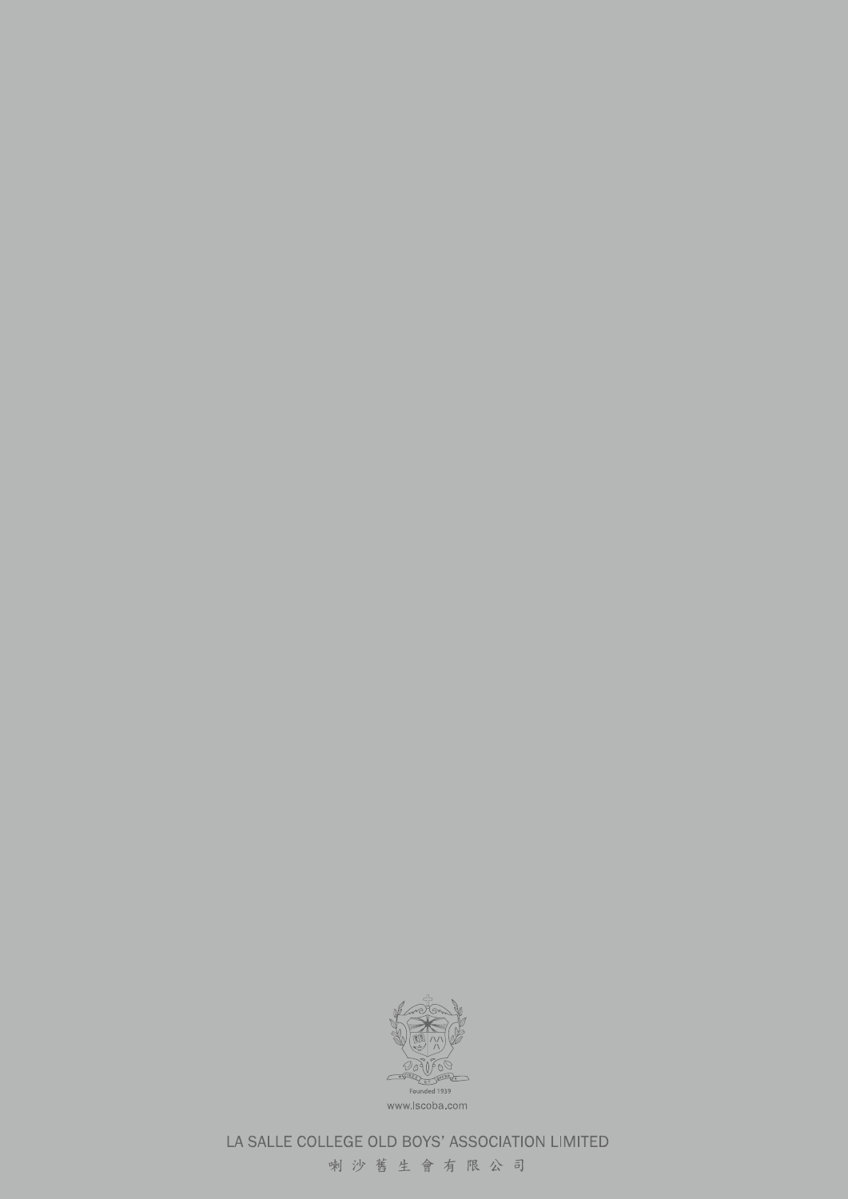Founded 1939

www.lscoba.com

LA SALLE COLLEGE OLD BOYS' ASSOCIATION LIMITED

喇 沙 舊 生 會 有 限 公 司